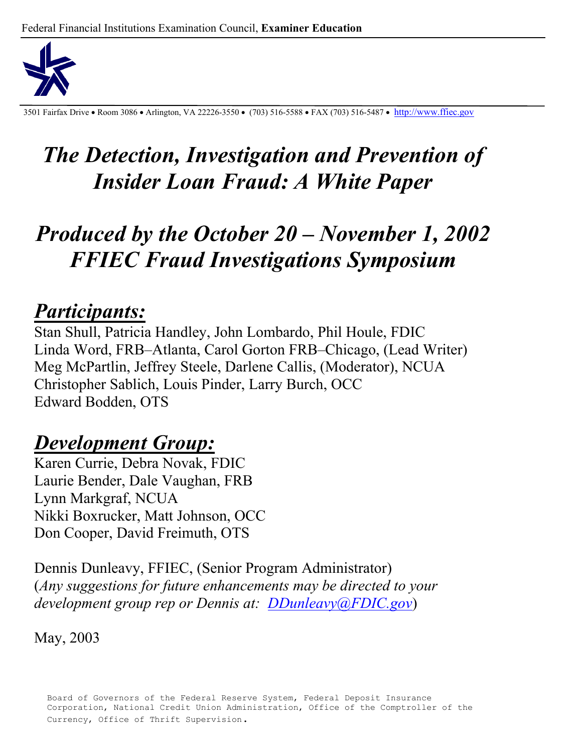Federal Financial Institutions Examination Council, **Examiner Education**

3501 Fairfax Drive • Room 3086 • Arlington, VA 22226-3550 • (703) 516-5588 • FAX (703) 516-5487 • http://www.ffiec.gov

# *The Detection, Investigation and Prevention of Insider Loan Fraud: A White Paper*

# *Produced by the October 20 – November 1, 2002 FFIEC Fraud Investigations Symposium*

## ***Participants:***

Stan Shull, Patricia Handley, John Lombardo, Phil Houle, FDIC
Linda Word, FRB–Atlanta, Carol Gorton FRB–Chicago, (Lead Writer)
Meg McPartlin, Jeffrey Steele, Darlene Callis, (Moderator), NCUA
Christopher Sablich, Louis Pinder, Larry Burch, OCC
Edward Bodden, OTS

## ***Development Group:***

Karen Currie, Debra Novak, FDIC
Laurie Bender, Dale Vaughan, FRB
Lynn Markgraf, NCUA
Nikki Boxrucker, Matt Johnson, OCC
Don Cooper, David Freimuth, OTS

Dennis Dunleavy, FFIEC, (Senior Program Administrator)
(*Any suggestions for future enhancements may be directed to your development group rep or Dennis at: DDunleavy@FDIC.gov*)

May, 2003

Board of Governors of the Federal Reserve System, Federal Deposit Insurance Corporation, National Credit Union Administration, Office of the Comptroller of the Currency, Office of Thrift Supervision.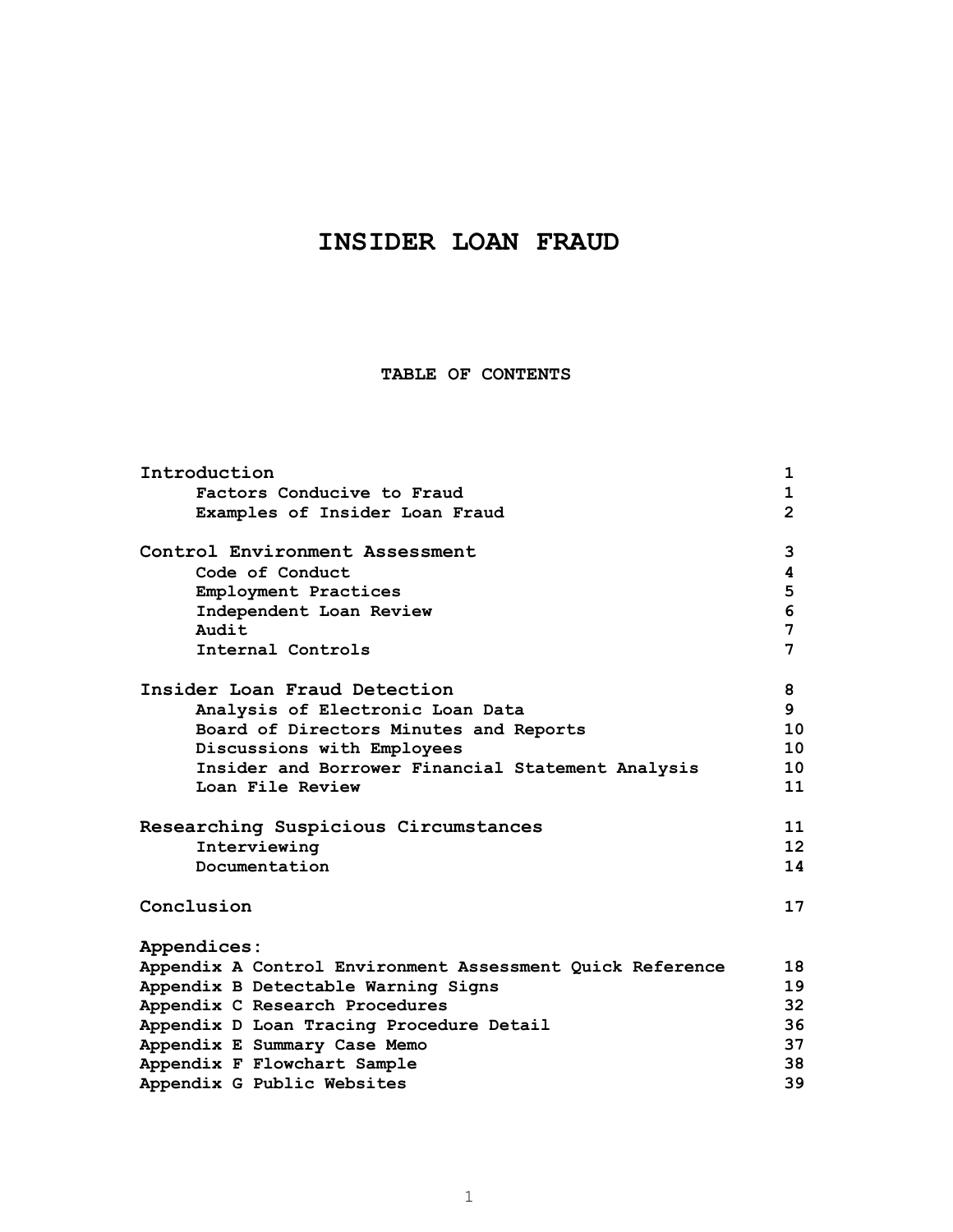# INSIDER LOAN FRAUD

## TABLE OF CONTENTS

| | |
|---|---|
| **Introduction** | **1** |
| Factors Conducive to Fraud | 1 |
| Examples of Insider Loan Fraud | 2 |
| **Control Environment Assessment** | **3** |
| Code of Conduct | 4 |
| Employment Practices | 5 |
| Independent Loan Review | 6 |
| Audit | 7 |
| Internal Controls | 7 |
| **Insider Loan Fraud Detection** | **8** |
| Analysis of Electronic Loan Data | 9 |
| Board of Directors Minutes and Reports | 10 |
| Discussions with Employees | 10 |
| Insider and Borrower Financial Statement Analysis | 10 |
| Loan File Review | 11 |
| **Researching Suspicious Circumstances** | **11** |
| Interviewing | 12 |
| Documentation | 14 |
| **Conclusion** | **17** |
| **Appendices:** | |
| Appendix A Control Environment Assessment Quick Reference | 18 |
| Appendix B Detectable Warning Signs | 19 |
| Appendix C Research Procedures | 32 |
| Appendix D Loan Tracing Procedure Detail | 36 |
| Appendix E Summary Case Memo | 37 |
| Appendix F Flowchart Sample | 38 |
| Appendix G Public Websites | 39 |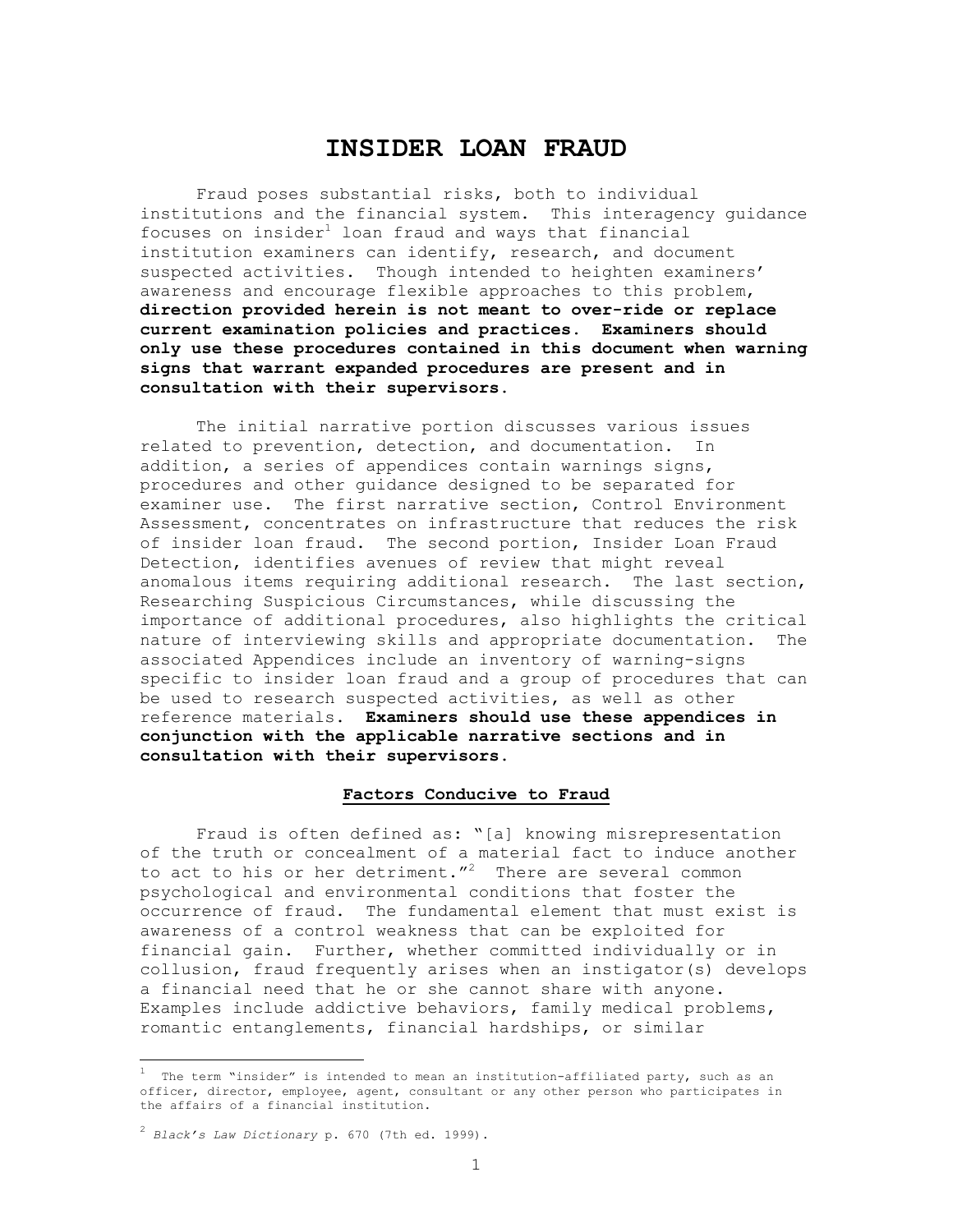# INSIDER LOAN FRAUD

Fraud poses substantial risks, both to individual institutions and the financial system. This interagency guidance focuses on insider[1] loan fraud and ways that financial institution examiners can identify, research, and document suspected activities. Though intended to heighten examiners' awareness and encourage flexible approaches to this problem, **direction provided herein is not meant to over-ride or replace current examination policies and practices. Examiners should only use these procedures contained in this document when warning signs that warrant expanded procedures are present and in consultation with their supervisors.**

The initial narrative portion discusses various issues related to prevention, detection, and documentation. In addition, a series of appendices contain warnings signs, procedures and other guidance designed to be separated for examiner use. The first narrative section, Control Environment Assessment, concentrates on infrastructure that reduces the risk of insider loan fraud. The second portion, Insider Loan Fraud Detection, identifies avenues of review that might reveal anomalous items requiring additional research. The last section, Researching Suspicious Circumstances, while discussing the importance of additional procedures, also highlights the critical nature of interviewing skills and appropriate documentation. The associated Appendices include an inventory of warning-signs specific to insider loan fraud and a group of procedures that can be used to research suspected activities, as well as other reference materials. **Examiners should use these appendices in conjunction with the applicable narrative sections and in consultation with their supervisors.**

## Factors Conducive to Fraud

Fraud is often defined as: "[a] knowing misrepresentation of the truth or concealment of a material fact to induce another to act to his or her detriment."[2] There are several common psychological and environmental conditions that foster the occurrence of fraud. The fundamental element that must exist is awareness of a control weakness that can be exploited for financial gain. Further, whether committed individually or in collusion, fraud frequently arises when an instigator(s) develops a financial need that he or she cannot share with anyone. Examples include addictive behaviors, family medical problems, romantic entanglements, financial hardships, or similar

---

[1] The term "insider" is intended to mean an institution-affiliated party, such as an officer, director, employee, agent, consultant or any other person who participates in the affairs of a financial institution.

[2] *Black's Law Dictionary* p. 670 (7th ed. 1999).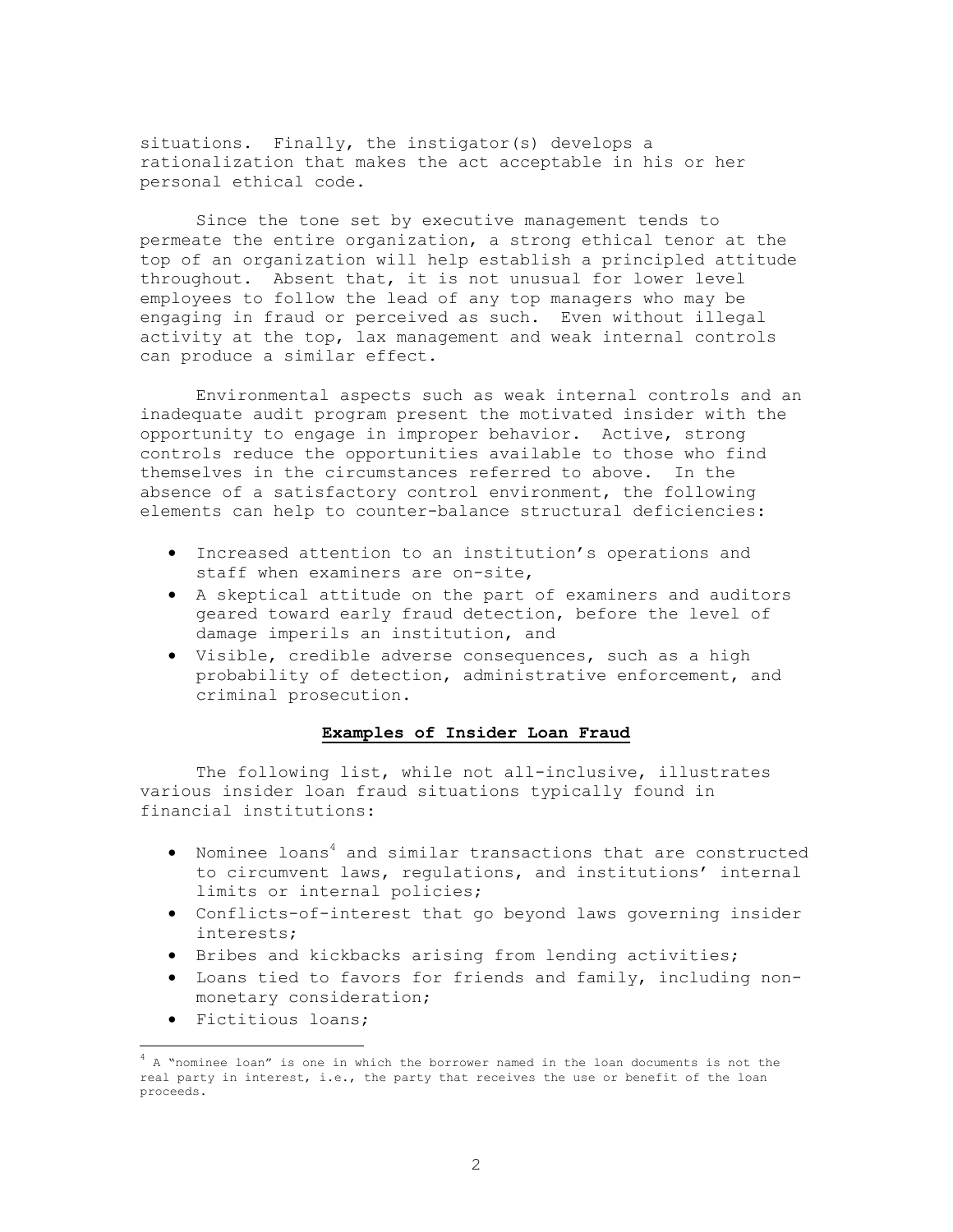situations. Finally, the instigator(s) develops a rationalization that makes the act acceptable in his or her personal ethical code.

Since the tone set by executive management tends to permeate the entire organization, a strong ethical tenor at the top of an organization will help establish a principled attitude throughout. Absent that, it is not unusual for lower level employees to follow the lead of any top managers who may be engaging in fraud or perceived as such. Even without illegal activity at the top, lax management and weak internal controls can produce a similar effect.

Environmental aspects such as weak internal controls and an inadequate audit program present the motivated insider with the opportunity to engage in improper behavior. Active, strong controls reduce the opportunities available to those who find themselves in the circumstances referred to above. In the absence of a satisfactory control environment, the following elements can help to counter-balance structural deficiencies:

- Increased attention to an institution's operations and staff when examiners are on-site,
- A skeptical attitude on the part of examiners and auditors geared toward early fraud detection, before the level of damage imperils an institution, and
- Visible, credible adverse consequences, such as a high probability of detection, administrative enforcement, and criminal prosecution.

## **Examples of Insider Loan Fraud**

The following list, while not all-inclusive, illustrates various insider loan fraud situations typically found in financial institutions:

- Nominee loans[4] and similar transactions that are constructed to circumvent laws, regulations, and institutions' internal limits or internal policies;
- Conflicts-of-interest that go beyond laws governing insider interests;
- Bribes and kickbacks arising from lending activities;
- Loans tied to favors for friends and family, including non-monetary consideration;
- Fictitious loans;

[4] A "nominee loan" is one in which the borrower named in the loan documents is not the real party in interest, i.e., the party that receives the use or benefit of the loan proceeds.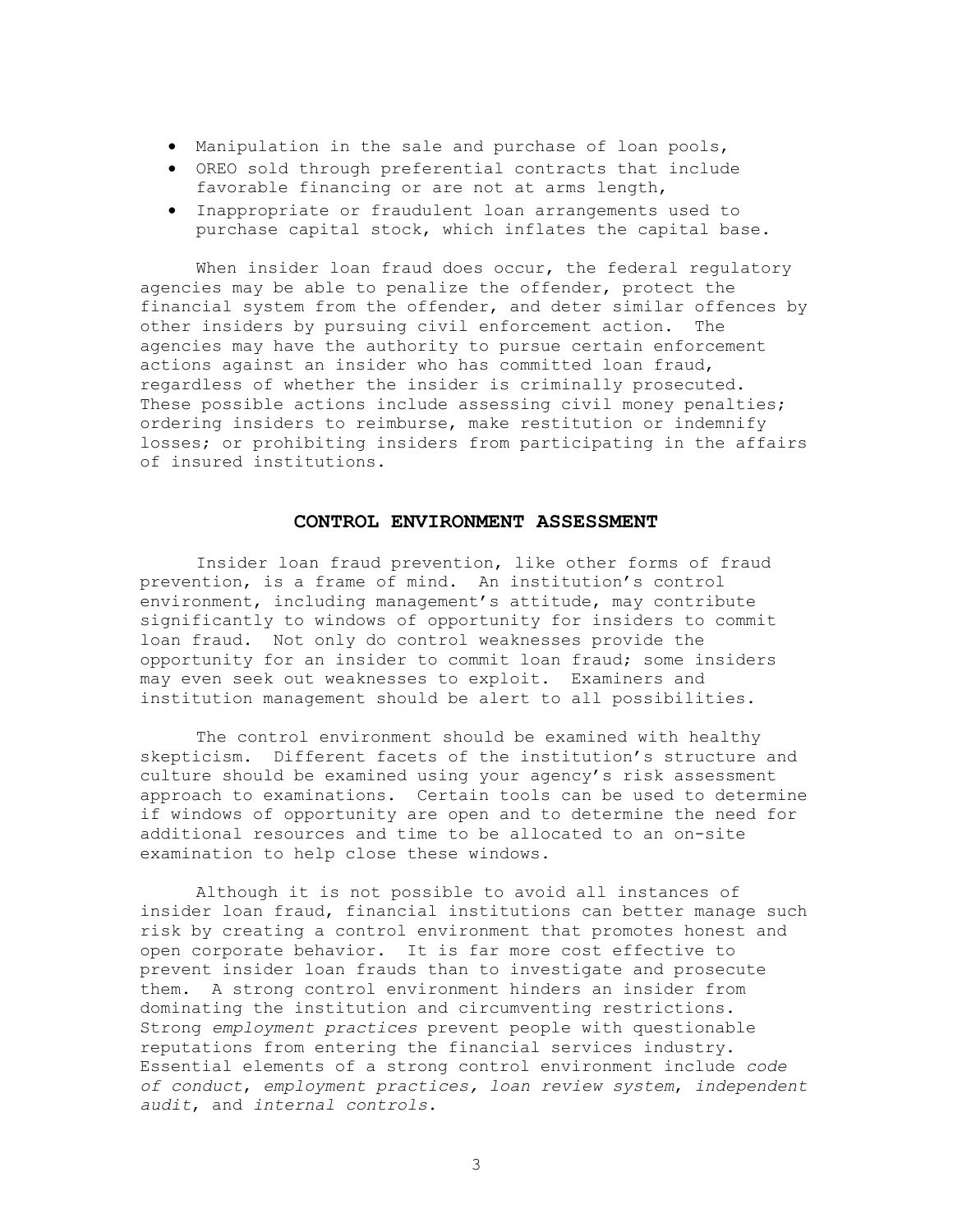- Manipulation in the sale and purchase of loan pools,
- OREO sold through preferential contracts that include favorable financing or are not at arms length,
- Inappropriate or fraudulent loan arrangements used to purchase capital stock, which inflates the capital base.

When insider loan fraud does occur, the federal regulatory agencies may be able to penalize the offender, protect the financial system from the offender, and deter similar offences by other insiders by pursuing civil enforcement action. The agencies may have the authority to pursue certain enforcement actions against an insider who has committed loan fraud, regardless of whether the insider is criminally prosecuted. These possible actions include assessing civil money penalties; ordering insiders to reimburse, make restitution or indemnify losses; or prohibiting insiders from participating in the affairs of insured institutions.

## CONTROL ENVIRONMENT ASSESSMENT

Insider loan fraud prevention, like other forms of fraud prevention, is a frame of mind. An institution's control environment, including management's attitude, may contribute significantly to windows of opportunity for insiders to commit loan fraud. Not only do control weaknesses provide the opportunity for an insider to commit loan fraud; some insiders may even seek out weaknesses to exploit. Examiners and institution management should be alert to all possibilities.

The control environment should be examined with healthy skepticism. Different facets of the institution's structure and culture should be examined using your agency's risk assessment approach to examinations. Certain tools can be used to determine if windows of opportunity are open and to determine the need for additional resources and time to be allocated to an on-site examination to help close these windows.

Although it is not possible to avoid all instances of insider loan fraud, financial institutions can better manage such risk by creating a control environment that promotes honest and open corporate behavior. It is far more cost effective to prevent insider loan frauds than to investigate and prosecute them. A strong control environment hinders an insider from dominating the institution and circumventing restrictions. Strong *employment practices* prevent people with questionable reputations from entering the financial services industry. Essential elements of a strong control environment include *code of conduct*, *employment practices, loan review system*, *independent audit*, and *internal controls*.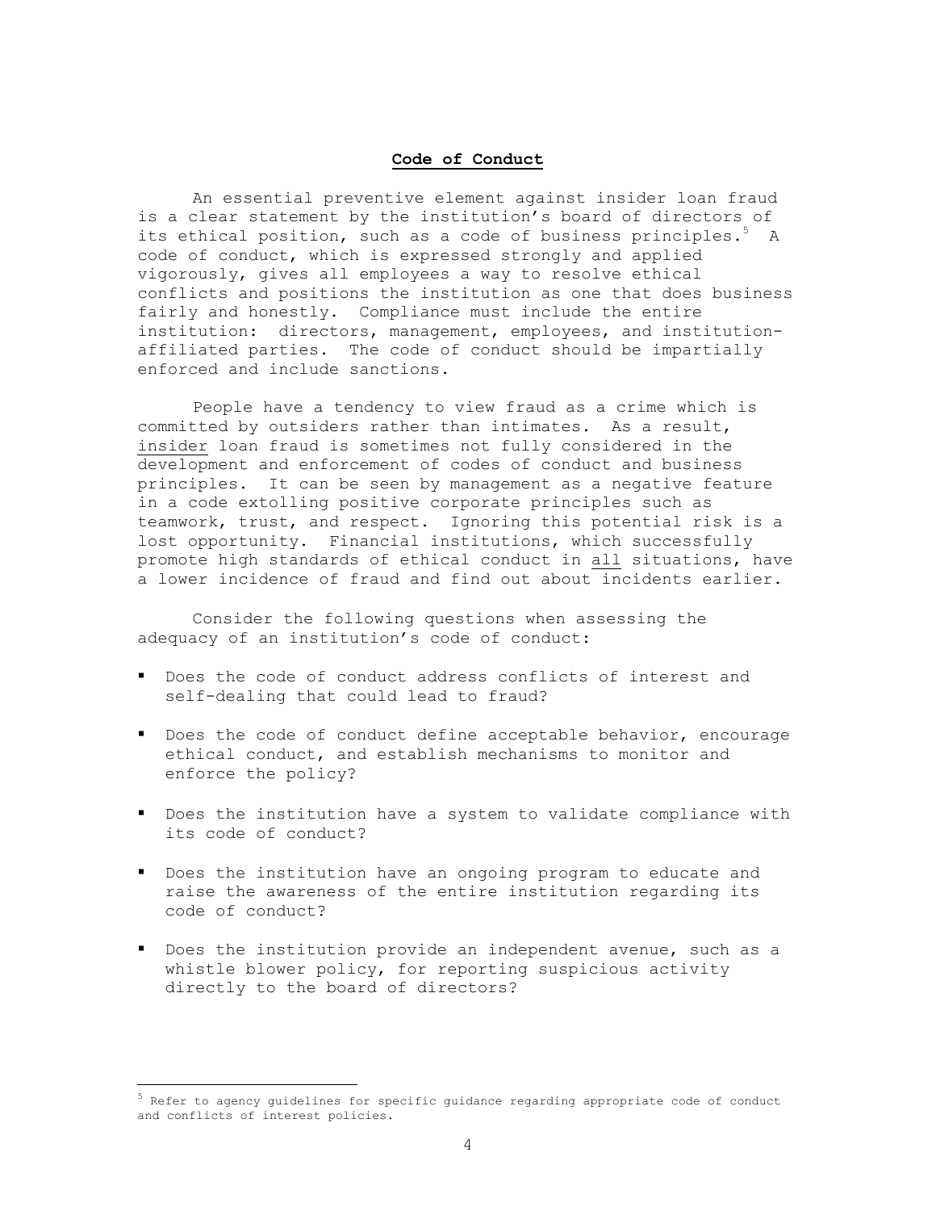## **Code of Conduct**

An essential preventive element against insider loan fraud is a clear statement by the institution's board of directors of its ethical position, such as a code of business principles.[5] A code of conduct, which is expressed strongly and applied vigorously, gives all employees a way to resolve ethical conflicts and positions the institution as one that does business fairly and honestly. Compliance must include the entire institution: directors, management, employees, and institution-affiliated parties. The code of conduct should be impartially enforced and include sanctions.

People have a tendency to view fraud as a crime which is committed by outsiders rather than intimates. As a result, <u>insider</u> loan fraud is sometimes not fully considered in the development and enforcement of codes of conduct and business principles. It can be seen by management as a negative feature in a code extolling positive corporate principles such as teamwork, trust, and respect. Ignoring this potential risk is a lost opportunity. Financial institutions, which successfully promote high standards of ethical conduct in <u>all</u> situations, have a lower incidence of fraud and find out about incidents earlier.

Consider the following questions when assessing the adequacy of an institution's code of conduct:

- Does the code of conduct address conflicts of interest and self-dealing that could lead to fraud?
- Does the code of conduct define acceptable behavior, encourage ethical conduct, and establish mechanisms to monitor and enforce the policy?
- Does the institution have a system to validate compliance with its code of conduct?
- Does the institution have an ongoing program to educate and raise the awareness of the entire institution regarding its code of conduct?
- Does the institution provide an independent avenue, such as a whistle blower policy, for reporting suspicious activity directly to the board of directors?

---

[5] Refer to agency guidelines for specific guidance regarding appropriate code of conduct and conflicts of interest policies.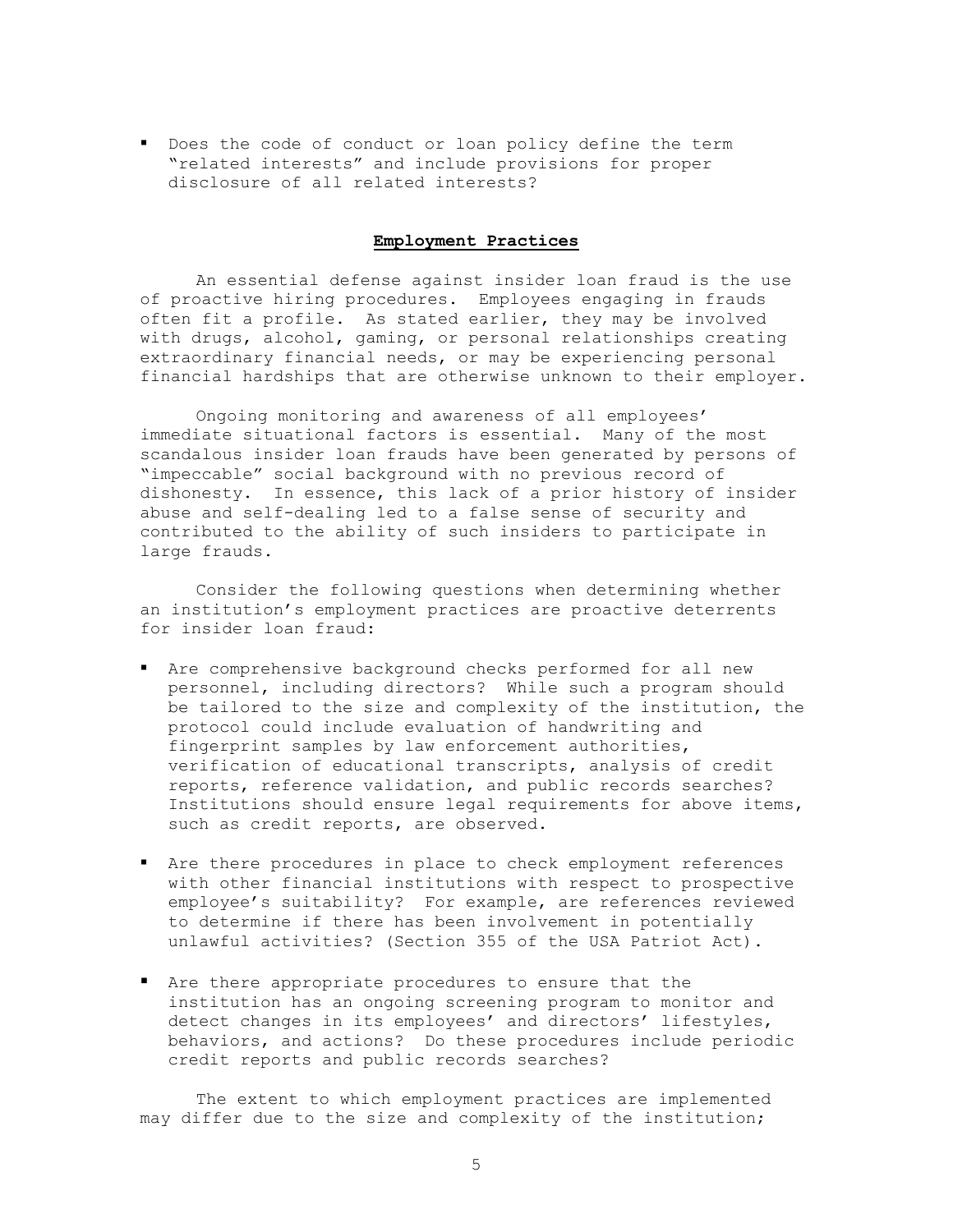- Does the code of conduct or loan policy define the term "related interests" and include provisions for proper disclosure of all related interests?

## **Employment Practices**

An essential defense against insider loan fraud is the use of proactive hiring procedures. Employees engaging in frauds often fit a profile. As stated earlier, they may be involved with drugs, alcohol, gaming, or personal relationships creating extraordinary financial needs, or may be experiencing personal financial hardships that are otherwise unknown to their employer.

Ongoing monitoring and awareness of all employees' immediate situational factors is essential. Many of the most scandalous insider loan frauds have been generated by persons of "impeccable" social background with no previous record of dishonesty. In essence, this lack of a prior history of insider abuse and self-dealing led to a false sense of security and contributed to the ability of such insiders to participate in large frauds.

Consider the following questions when determining whether an institution's employment practices are proactive deterrents for insider loan fraud:

- Are comprehensive background checks performed for all new personnel, including directors? While such a program should be tailored to the size and complexity of the institution, the protocol could include evaluation of handwriting and fingerprint samples by law enforcement authorities, verification of educational transcripts, analysis of credit reports, reference validation, and public records searches? Institutions should ensure legal requirements for above items, such as credit reports, are observed.

- Are there procedures in place to check employment references with other financial institutions with respect to prospective employee's suitability? For example, are references reviewed to determine if there has been involvement in potentially unlawful activities? (Section 355 of the USA Patriot Act).

- Are there appropriate procedures to ensure that the institution has an ongoing screening program to monitor and detect changes in its employees' and directors' lifestyles, behaviors, and actions? Do these procedures include periodic credit reports and public records searches?

The extent to which employment practices are implemented may differ due to the size and complexity of the institution;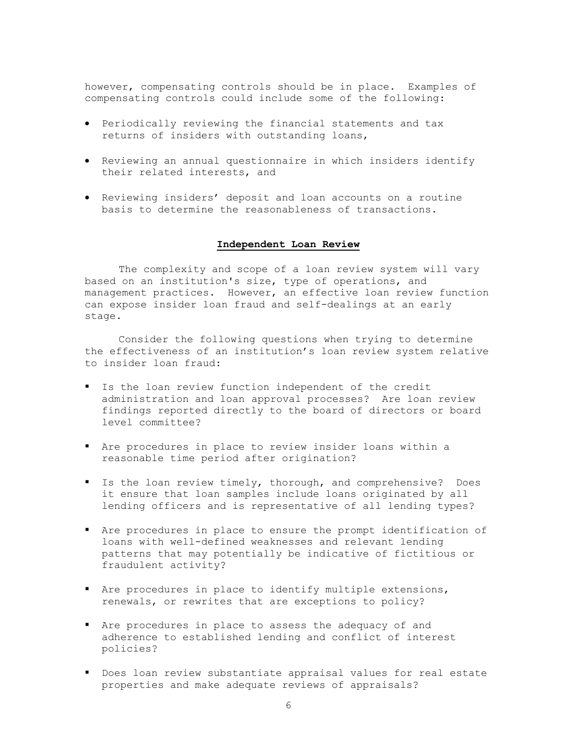however, compensating controls should be in place. Examples of compensating controls could include some of the following:

- Periodically reviewing the financial statements and tax returns of insiders with outstanding loans,
- Reviewing an annual questionnaire in which insiders identify their related interests, and
- Reviewing insiders' deposit and loan accounts on a routine basis to determine the reasonableness of transactions.

## **Independent Loan Review**

The complexity and scope of a loan review system will vary based on an institution's size, type of operations, and management practices. However, an effective loan review function can expose insider loan fraud and self-dealings at an early stage.

Consider the following questions when trying to determine the effectiveness of an institution's loan review system relative to insider loan fraud:

- Is the loan review function independent of the credit administration and loan approval processes? Are loan review findings reported directly to the board of directors or board level committee?
- Are procedures in place to review insider loans within a reasonable time period after origination?
- Is the loan review timely, thorough, and comprehensive? Does it ensure that loan samples include loans originated by all lending officers and is representative of all lending types?
- Are procedures in place to ensure the prompt identification of loans with well-defined weaknesses and relevant lending patterns that may potentially be indicative of fictitious or fraudulent activity?
- Are procedures in place to identify multiple extensions, renewals, or rewrites that are exceptions to policy?
- Are procedures in place to assess the adequacy of and adherence to established lending and conflict of interest policies?
- Does loan review substantiate appraisal values for real estate properties and make adequate reviews of appraisals?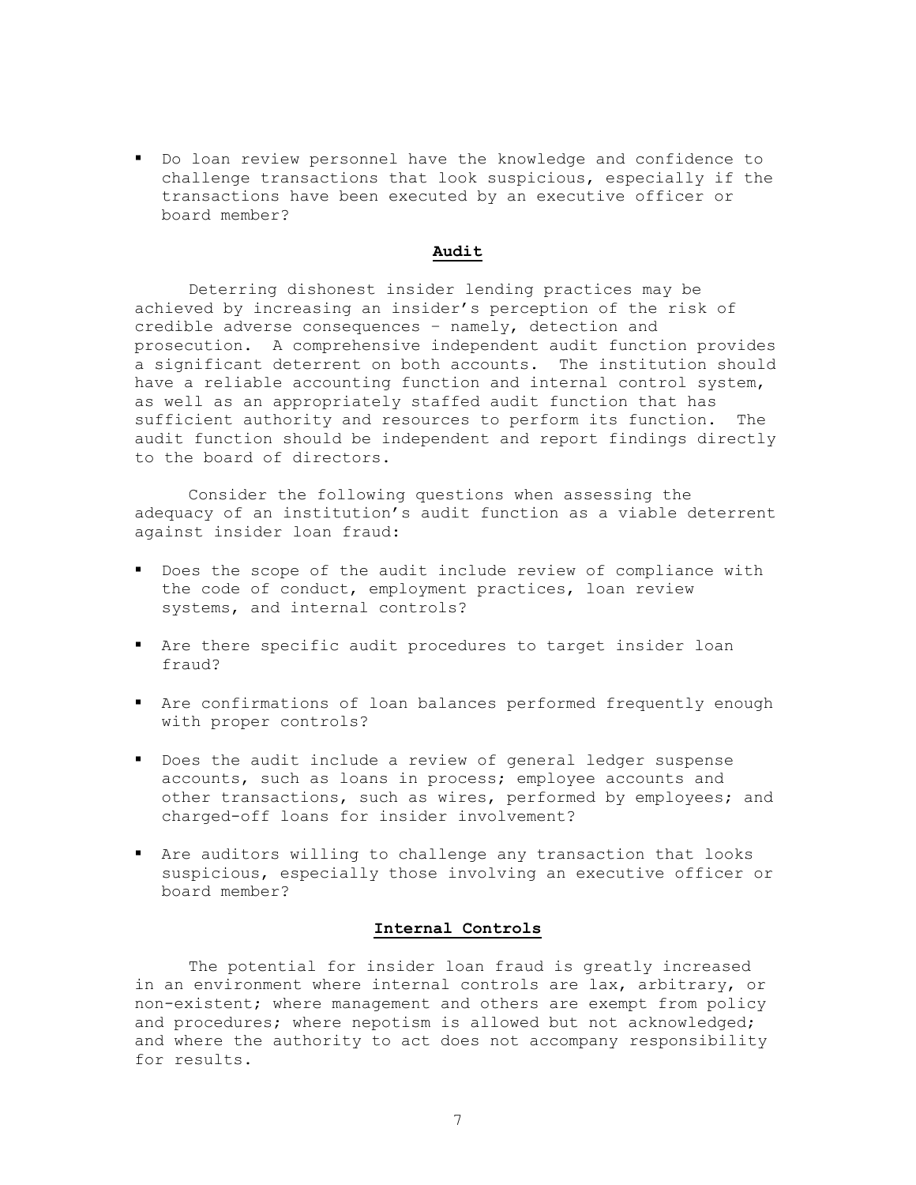- Do loan review personnel have the knowledge and confidence to challenge transactions that look suspicious, especially if the transactions have been executed by an executive officer or board member?

## Audit

Deterring dishonest insider lending practices may be achieved by increasing an insider's perception of the risk of credible adverse consequences – namely, detection and prosecution. A comprehensive independent audit function provides a significant deterrent on both accounts. The institution should have a reliable accounting function and internal control system, as well as an appropriately staffed audit function that has sufficient authority and resources to perform its function. The audit function should be independent and report findings directly to the board of directors.

Consider the following questions when assessing the adequacy of an institution's audit function as a viable deterrent against insider loan fraud:

- Does the scope of the audit include review of compliance with the code of conduct, employment practices, loan review systems, and internal controls?
- Are there specific audit procedures to target insider loan fraud?
- Are confirmations of loan balances performed frequently enough with proper controls?
- Does the audit include a review of general ledger suspense accounts, such as loans in process; employee accounts and other transactions, such as wires, performed by employees; and charged-off loans for insider involvement?
- Are auditors willing to challenge any transaction that looks suspicious, especially those involving an executive officer or board member?

## Internal Controls

The potential for insider loan fraud is greatly increased in an environment where internal controls are lax, arbitrary, or non-existent; where management and others are exempt from policy and procedures; where nepotism is allowed but not acknowledged; and where the authority to act does not accompany responsibility for results.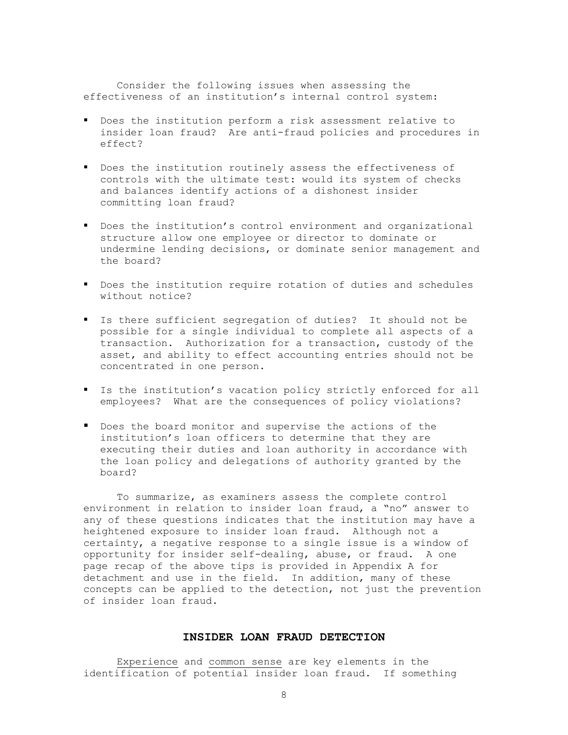Consider the following issues when assessing the effectiveness of an institution's internal control system:

- Does the institution perform a risk assessment relative to insider loan fraud? Are anti-fraud policies and procedures in effect?
- Does the institution routinely assess the effectiveness of controls with the ultimate test: would its system of checks and balances identify actions of a dishonest insider committing loan fraud?
- Does the institution's control environment and organizational structure allow one employee or director to dominate or undermine lending decisions, or dominate senior management and the board?
- Does the institution require rotation of duties and schedules without notice?
- Is there sufficient segregation of duties? It should not be possible for a single individual to complete all aspects of a transaction. Authorization for a transaction, custody of the asset, and ability to effect accounting entries should not be concentrated in one person.
- Is the institution's vacation policy strictly enforced for all employees? What are the consequences of policy violations?
- Does the board monitor and supervise the actions of the institution's loan officers to determine that they are executing their duties and loan authority in accordance with the loan policy and delegations of authority granted by the board?

To summarize, as examiners assess the complete control environment in relation to insider loan fraud, a "no" answer to any of these questions indicates that the institution may have a heightened exposure to insider loan fraud. Although not a certainty, a negative response to a single issue is a window of opportunity for insider self-dealing, abuse, or fraud. A one page recap of the above tips is provided in Appendix A for detachment and use in the field. In addition, many of these concepts can be applied to the detection, not just the prevention of insider loan fraud.

## INSIDER LOAN FRAUD DETECTION

Experience and common sense are key elements in the identification of potential insider loan fraud. If something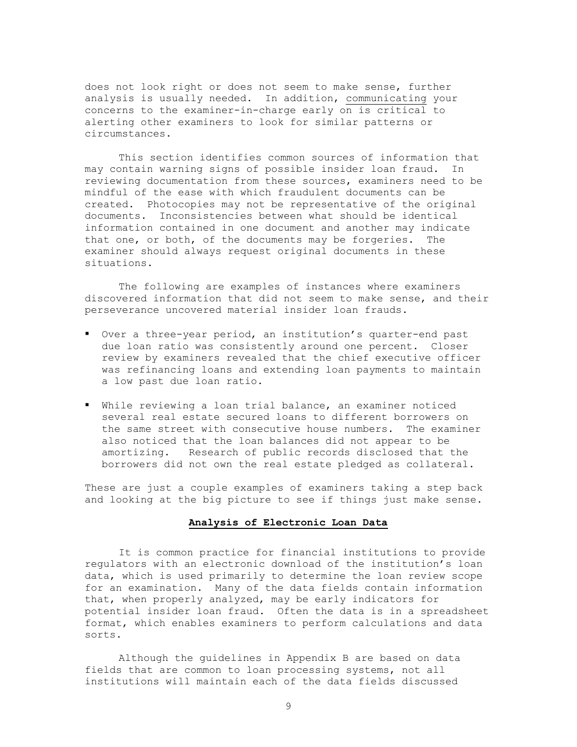does not look right or does not seem to make sense, further analysis is usually needed. In addition, communicating your concerns to the examiner-in-charge early on is critical to alerting other examiners to look for similar patterns or circumstances.

This section identifies common sources of information that may contain warning signs of possible insider loan fraud. In reviewing documentation from these sources, examiners need to be mindful of the ease with which fraudulent documents can be created. Photocopies may not be representative of the original documents. Inconsistencies between what should be identical information contained in one document and another may indicate that one, or both, of the documents may be forgeries. The examiner should always request original documents in these situations.

The following are examples of instances where examiners discovered information that did not seem to make sense, and their perseverance uncovered material insider loan frauds.

- Over a three-year period, an institution's quarter-end past due loan ratio was consistently around one percent. Closer review by examiners revealed that the chief executive officer was refinancing loans and extending loan payments to maintain a low past due loan ratio.
- While reviewing a loan trial balance, an examiner noticed several real estate secured loans to different borrowers on the same street with consecutive house numbers. The examiner also noticed that the loan balances did not appear to be amortizing. Research of public records disclosed that the borrowers did not own the real estate pledged as collateral.

These are just a couple examples of examiners taking a step back and looking at the big picture to see if things just make sense.

## Analysis of Electronic Loan Data

It is common practice for financial institutions to provide regulators with an electronic download of the institution's loan data, which is used primarily to determine the loan review scope for an examination. Many of the data fields contain information that, when properly analyzed, may be early indicators for potential insider loan fraud. Often the data is in a spreadsheet format, which enables examiners to perform calculations and data sorts.

Although the guidelines in Appendix B are based on data fields that are common to loan processing systems, not all institutions will maintain each of the data fields discussed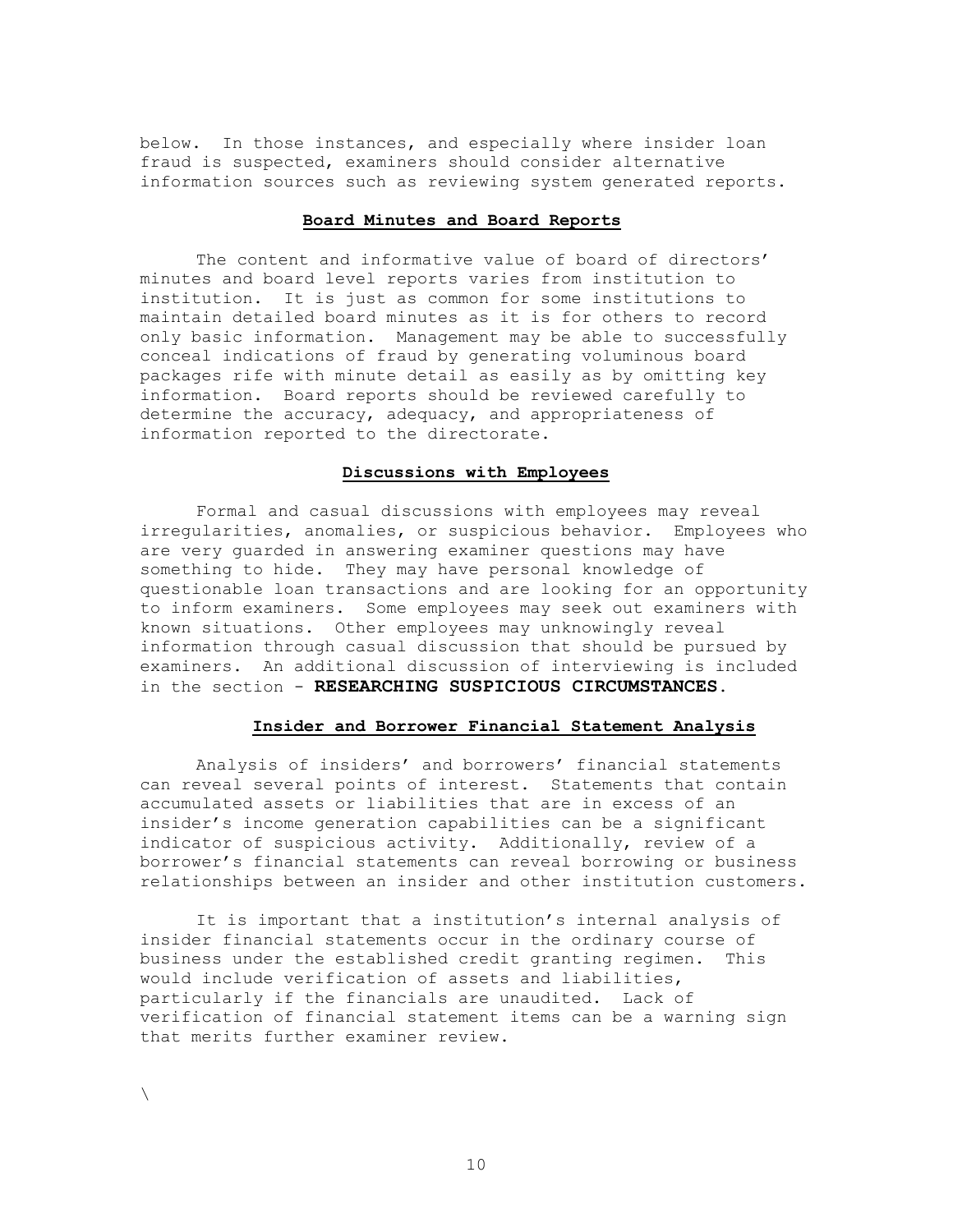below. In those instances, and especially where insider loan fraud is suspected, examiners should consider alternative information sources such as reviewing system generated reports.

## Board Minutes and Board Reports

The content and informative value of board of directors' minutes and board level reports varies from institution to institution. It is just as common for some institutions to maintain detailed board minutes as it is for others to record only basic information. Management may be able to successfully conceal indications of fraud by generating voluminous board packages rife with minute detail as easily as by omitting key information. Board reports should be reviewed carefully to determine the accuracy, adequacy, and appropriateness of information reported to the directorate.

## Discussions with Employees

Formal and casual discussions with employees may reveal irregularities, anomalies, or suspicious behavior. Employees who are very guarded in answering examiner questions may have something to hide. They may have personal knowledge of questionable loan transactions and are looking for an opportunity to inform examiners. Some employees may seek out examiners with known situations. Other employees may unknowingly reveal information through casual discussion that should be pursued by examiners. An additional discussion of interviewing is included in the section - **RESEARCHING SUSPICIOUS CIRCUMSTANCES**.

## Insider and Borrower Financial Statement Analysis

Analysis of insiders' and borrowers' financial statements can reveal several points of interest. Statements that contain accumulated assets or liabilities that are in excess of an insider's income generation capabilities can be a significant indicator of suspicious activity. Additionally, review of a borrower's financial statements can reveal borrowing or business relationships between an insider and other institution customers.

It is important that a institution's internal analysis of insider financial statements occur in the ordinary course of business under the established credit granting regimen. This would include verification of assets and liabilities, particularly if the financials are unaudited. Lack of verification of financial statement items can be a warning sign that merits further examiner review.

\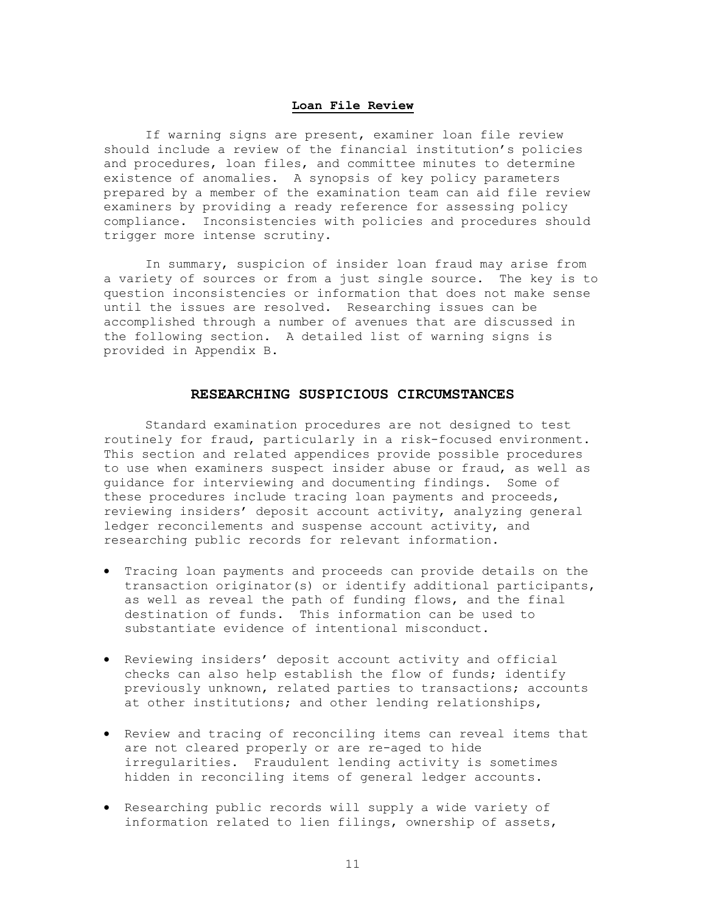### Loan File Review

If warning signs are present, examiner loan file review should include a review of the financial institution's policies and procedures, loan files, and committee minutes to determine existence of anomalies. A synopsis of key policy parameters prepared by a member of the examination team can aid file review examiners by providing a ready reference for assessing policy compliance. Inconsistencies with policies and procedures should trigger more intense scrutiny.

In summary, suspicion of insider loan fraud may arise from a variety of sources or from a just single source. The key is to question inconsistencies or information that does not make sense until the issues are resolved. Researching issues can be accomplished through a number of avenues that are discussed in the following section. A detailed list of warning signs is provided in Appendix B.

## RESEARCHING SUSPICIOUS CIRCUMSTANCES

Standard examination procedures are not designed to test routinely for fraud, particularly in a risk-focused environment. This section and related appendices provide possible procedures to use when examiners suspect insider abuse or fraud, as well as guidance for interviewing and documenting findings. Some of these procedures include tracing loan payments and proceeds, reviewing insiders' deposit account activity, analyzing general ledger reconcilements and suspense account activity, and researching public records for relevant information.

- Tracing loan payments and proceeds can provide details on the transaction originator(s) or identify additional participants, as well as reveal the path of funding flows, and the final destination of funds. This information can be used to substantiate evidence of intentional misconduct.
- Reviewing insiders' deposit account activity and official checks can also help establish the flow of funds; identify previously unknown, related parties to transactions; accounts at other institutions; and other lending relationships,
- Review and tracing of reconciling items can reveal items that are not cleared properly or are re-aged to hide irregularities. Fraudulent lending activity is sometimes hidden in reconciling items of general ledger accounts.
- Researching public records will supply a wide variety of information related to lien filings, ownership of assets,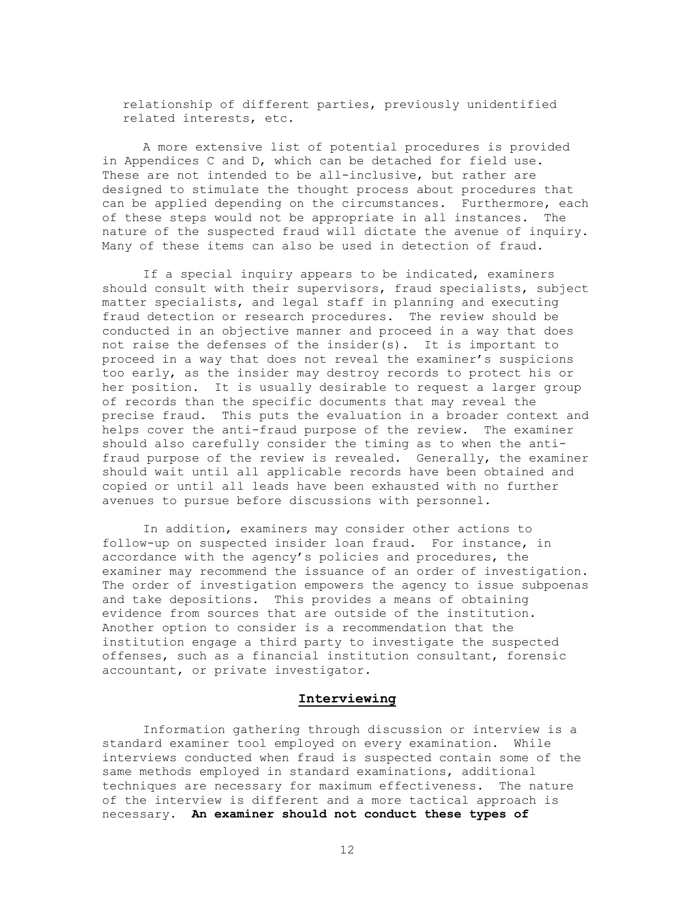relationship of different parties, previously unidentified related interests, etc.

A more extensive list of potential procedures is provided in Appendices C and D, which can be detached for field use. These are not intended to be all-inclusive, but rather are designed to stimulate the thought process about procedures that can be applied depending on the circumstances. Furthermore, each of these steps would not be appropriate in all instances. The nature of the suspected fraud will dictate the avenue of inquiry. Many of these items can also be used in detection of fraud.

If a special inquiry appears to be indicated, examiners should consult with their supervisors, fraud specialists, subject matter specialists, and legal staff in planning and executing fraud detection or research procedures. The review should be conducted in an objective manner and proceed in a way that does not raise the defenses of the insider(s). It is important to proceed in a way that does not reveal the examiner's suspicions too early, as the insider may destroy records to protect his or her position. It is usually desirable to request a larger group of records than the specific documents that may reveal the precise fraud. This puts the evaluation in a broader context and helps cover the anti-fraud purpose of the review. The examiner should also carefully consider the timing as to when the anti-fraud purpose of the review is revealed. Generally, the examiner should wait until all applicable records have been obtained and copied or until all leads have been exhausted with no further avenues to pursue before discussions with personnel.

In addition, examiners may consider other actions to follow-up on suspected insider loan fraud. For instance, in accordance with the agency's policies and procedures, the examiner may recommend the issuance of an order of investigation. The order of investigation empowers the agency to issue subpoenas and take depositions. This provides a means of obtaining evidence from sources that are outside of the institution. Another option to consider is a recommendation that the institution engage a third party to investigate the suspected offenses, such as a financial institution consultant, forensic accountant, or private investigator.

## Interviewing

Information gathering through discussion or interview is a standard examiner tool employed on every examination. While interviews conducted when fraud is suspected contain some of the same methods employed in standard examinations, additional techniques are necessary for maximum effectiveness. The nature of the interview is different and a more tactical approach is necessary. **An examiner should not conduct these types of**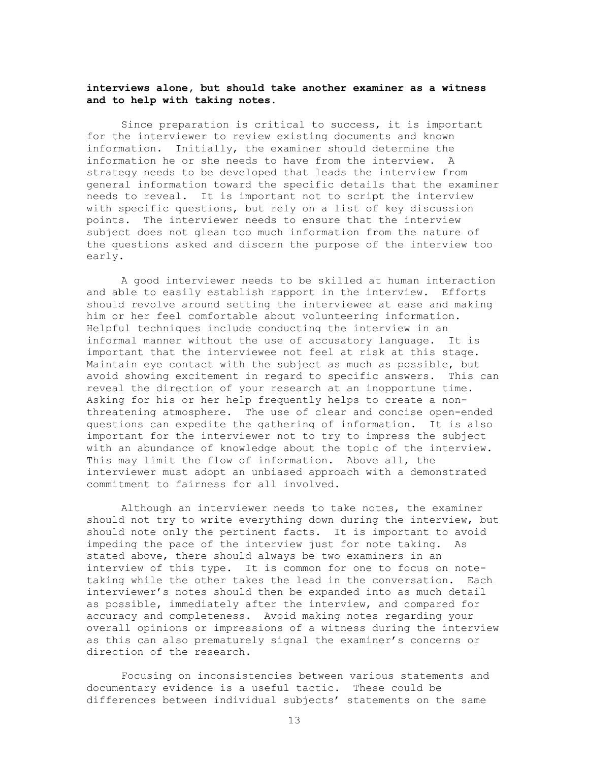**interviews alone, but should take another examiner as a witness and to help with taking notes.**

Since preparation is critical to success, it is important for the interviewer to review existing documents and known information. Initially, the examiner should determine the information he or she needs to have from the interview. A strategy needs to be developed that leads the interview from general information toward the specific details that the examiner needs to reveal. It is important not to script the interview with specific questions, but rely on a list of key discussion points. The interviewer needs to ensure that the interview subject does not glean too much information from the nature of the questions asked and discern the purpose of the interview too early.

A good interviewer needs to be skilled at human interaction and able to easily establish rapport in the interview. Efforts should revolve around setting the interviewee at ease and making him or her feel comfortable about volunteering information. Helpful techniques include conducting the interview in an informal manner without the use of accusatory language. It is important that the interviewee not feel at risk at this stage. Maintain eye contact with the subject as much as possible, but avoid showing excitement in regard to specific answers. This can reveal the direction of your research at an inopportune time. Asking for his or her help frequently helps to create a non-threatening atmosphere. The use of clear and concise open-ended questions can expedite the gathering of information. It is also important for the interviewer not to try to impress the subject with an abundance of knowledge about the topic of the interview. This may limit the flow of information. Above all, the interviewer must adopt an unbiased approach with a demonstrated commitment to fairness for all involved.

Although an interviewer needs to take notes, the examiner should not try to write everything down during the interview, but should note only the pertinent facts. It is important to avoid impeding the pace of the interview just for note taking. As stated above, there should always be two examiners in an interview of this type. It is common for one to focus on note-taking while the other takes the lead in the conversation. Each interviewer's notes should then be expanded into as much detail as possible, immediately after the interview, and compared for accuracy and completeness. Avoid making notes regarding your overall opinions or impressions of a witness during the interview as this can also prematurely signal the examiner's concerns or direction of the research.

Focusing on inconsistencies between various statements and documentary evidence is a useful tactic. These could be differences between individual subjects' statements on the same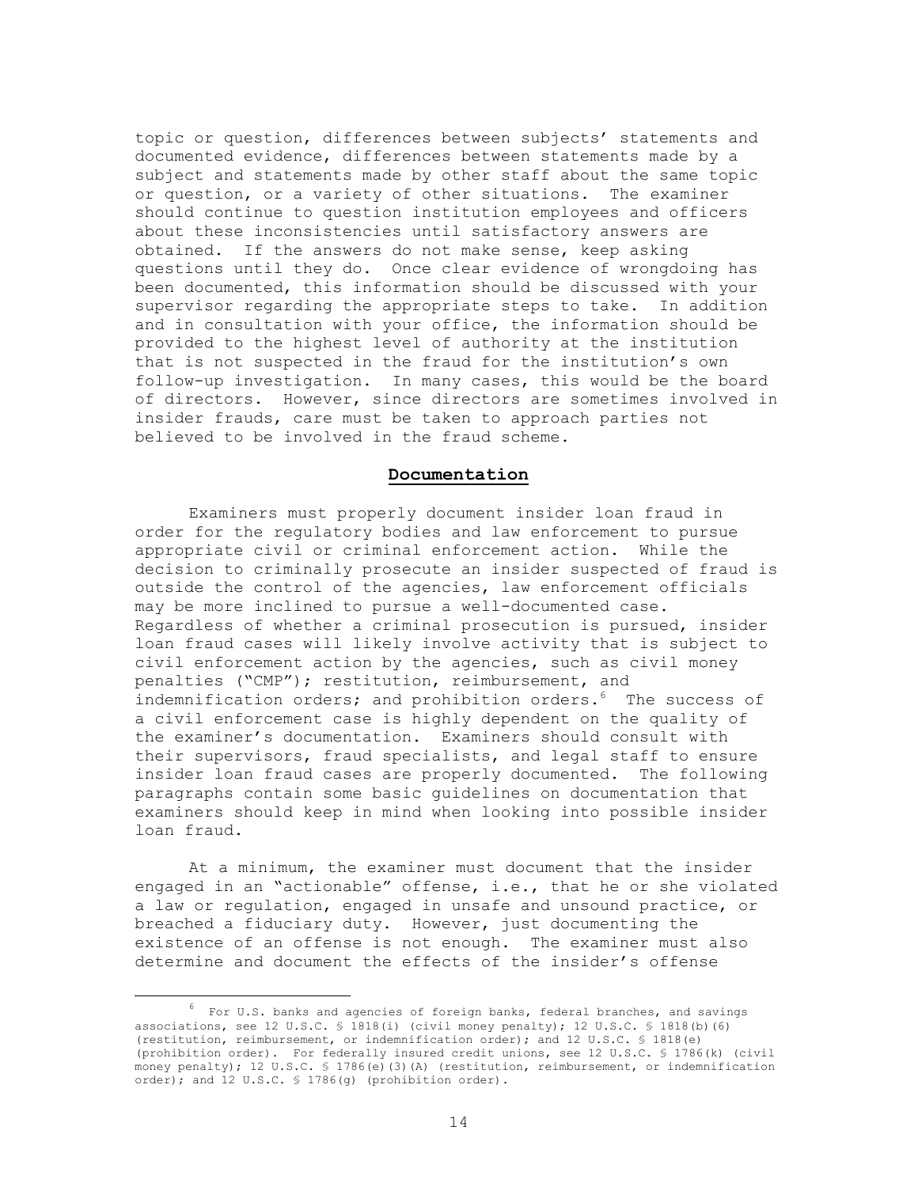topic or question, differences between subjects' statements and documented evidence, differences between statements made by a subject and statements made by other staff about the same topic or question, or a variety of other situations. The examiner should continue to question institution employees and officers about these inconsistencies until satisfactory answers are obtained. If the answers do not make sense, keep asking questions until they do. Once clear evidence of wrongdoing has been documented, this information should be discussed with your supervisor regarding the appropriate steps to take. In addition and in consultation with your office, the information should be provided to the highest level of authority at the institution that is not suspected in the fraud for the institution's own follow-up investigation. In many cases, this would be the board of directors. However, since directors are sometimes involved in insider frauds, care must be taken to approach parties not believed to be involved in the fraud scheme.

## Documentation

Examiners must properly document insider loan fraud in order for the regulatory bodies and law enforcement to pursue appropriate civil or criminal enforcement action. While the decision to criminally prosecute an insider suspected of fraud is outside the control of the agencies, law enforcement officials may be more inclined to pursue a well-documented case. Regardless of whether a criminal prosecution is pursued, insider loan fraud cases will likely involve activity that is subject to civil enforcement action by the agencies, such as civil money penalties ("CMP"); restitution, reimbursement, and indemnification orders; and prohibition orders.[6] The success of a civil enforcement case is highly dependent on the quality of the examiner's documentation. Examiners should consult with their supervisors, fraud specialists, and legal staff to ensure insider loan fraud cases are properly documented. The following paragraphs contain some basic guidelines on documentation that examiners should keep in mind when looking into possible insider loan fraud.

At a minimum, the examiner must document that the insider engaged in an "actionable" offense, i.e., that he or she violated a law or regulation, engaged in unsafe and unsound practice, or breached a fiduciary duty. However, just documenting the existence of an offense is not enough. The examiner must also determine and document the effects of the insider's offense

[6] For U.S. banks and agencies of foreign banks, federal branches, and savings associations, see 12 U.S.C. § 1818(i) (civil money penalty); 12 U.S.C. § 1818(b)(6) (restitution, reimbursement, or indemnification order); and 12 U.S.C. § 1818(e) (prohibition order). For federally insured credit unions, see 12 U.S.C. § 1786(k) (civil money penalty); 12 U.S.C. § 1786(e)(3)(A) (restitution, reimbursement, or indemnification order); and 12 U.S.C. § 1786(g) (prohibition order).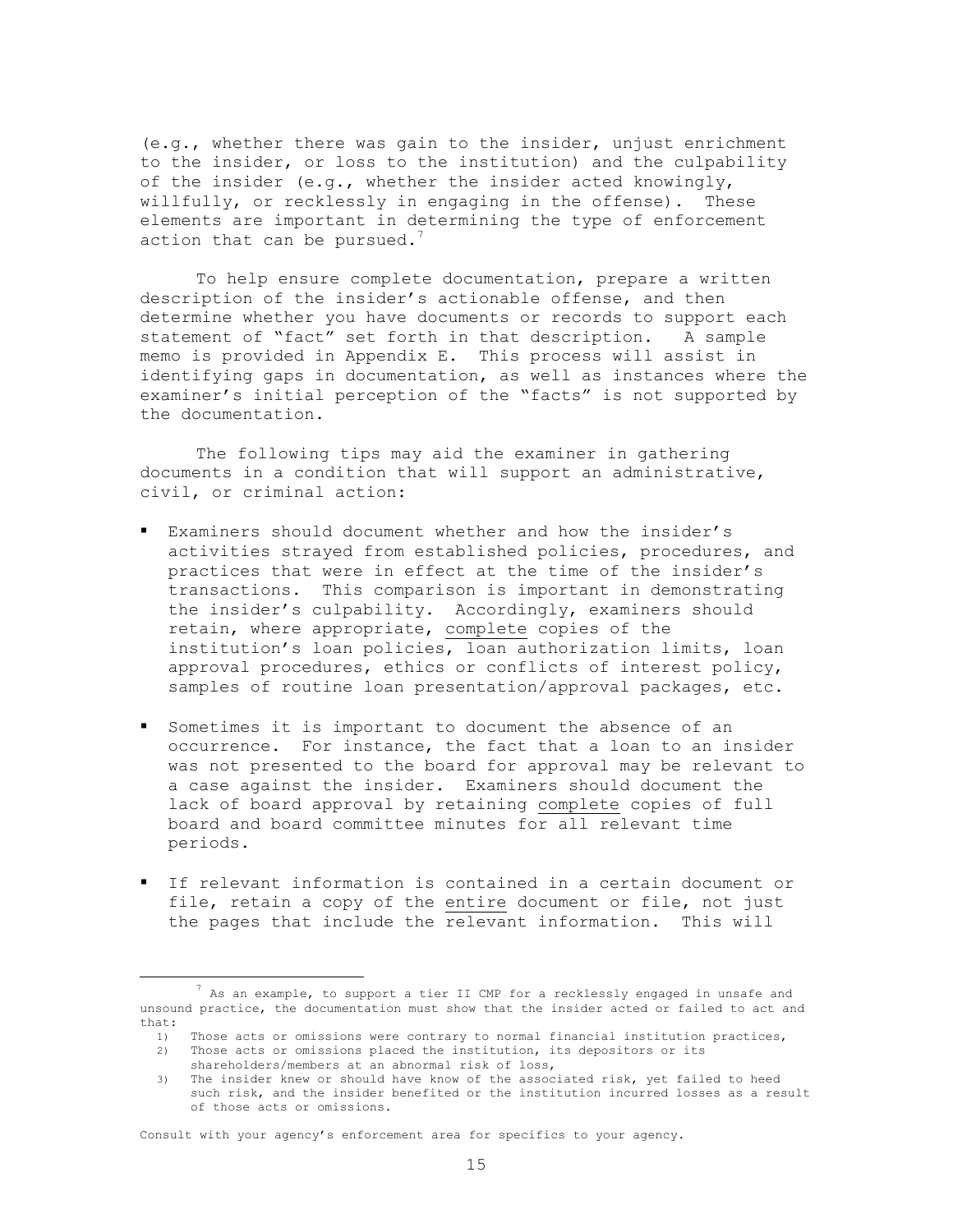(e.g., whether there was gain to the insider, unjust enrichment to the insider, or loss to the institution) and the culpability of the insider (e.g., whether the insider acted knowingly, willfully, or recklessly in engaging in the offense). These elements are important in determining the type of enforcement action that can be pursued.[7]

To help ensure complete documentation, prepare a written description of the insider's actionable offense, and then determine whether you have documents or records to support each statement of "fact" set forth in that description. A sample memo is provided in Appendix E. This process will assist in identifying gaps in documentation, as well as instances where the examiner's initial perception of the "facts" is not supported by the documentation.

The following tips may aid the examiner in gathering documents in a condition that will support an administrative, civil, or criminal action:

- Examiners should document whether and how the insider's activities strayed from established policies, procedures, and practices that were in effect at the time of the insider's transactions. This comparison is important in demonstrating the insider's culpability. Accordingly, examiners should retain, where appropriate, <u>complete</u> copies of the institution's loan policies, loan authorization limits, loan approval procedures, ethics or conflicts of interest policy, samples of routine loan presentation/approval packages, etc.

- Sometimes it is important to document the absence of an occurrence. For instance, the fact that a loan to an insider was not presented to the board for approval may be relevant to a case against the insider. Examiners should document the lack of board approval by retaining <u>complete</u> copies of full board and board committee minutes for all relevant time periods.

- If relevant information is contained in a certain document or file, retain a copy of the <u>entire</u> document or file, not just the pages that include the relevant information. This will

---

[7] As an example, to support a tier II CMP for a recklessly engaged in unsafe and unsound practice, the documentation must show that the insider acted or failed to act and that:

1) Those acts or omissions were contrary to normal financial institution practices,
2) Those acts or omissions placed the institution, its depositors or its shareholders/members at an abnormal risk of loss,
3) The insider knew or should have know of the associated risk, yet failed to heed such risk, and the insider benefited or the institution incurred losses as a result of those acts or omissions.

Consult with your agency's enforcement area for specifics to your agency.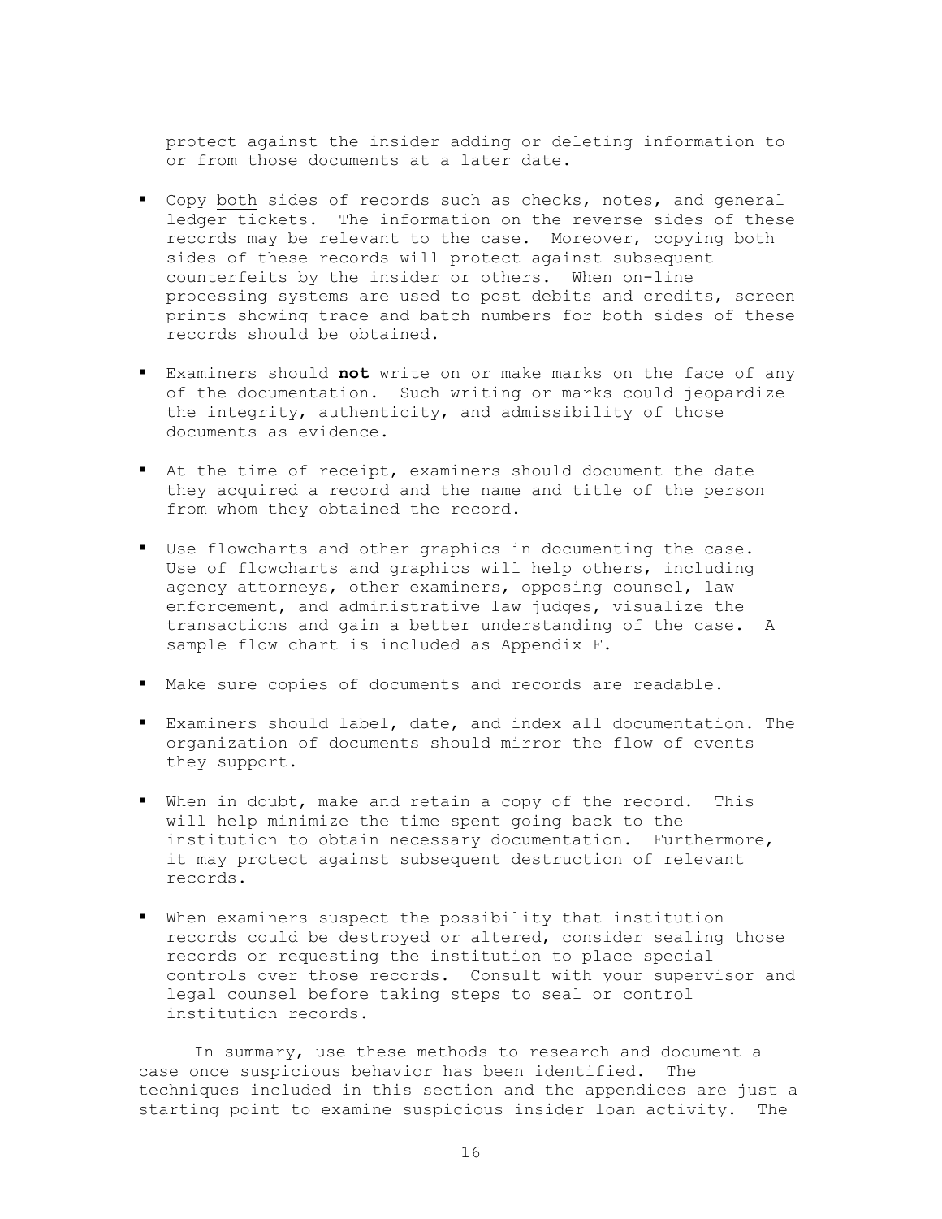protect against the insider adding or deleting information to or from those documents at a later date.

- Copy both sides of records such as checks, notes, and general ledger tickets. The information on the reverse sides of these records may be relevant to the case. Moreover, copying both sides of these records will protect against subsequent counterfeits by the insider or others. When on-line processing systems are used to post debits and credits, screen prints showing trace and batch numbers for both sides of these records should be obtained.

- Examiners should **not** write on or make marks on the face of any of the documentation. Such writing or marks could jeopardize the integrity, authenticity, and admissibility of those documents as evidence.

- At the time of receipt, examiners should document the date they acquired a record and the name and title of the person from whom they obtained the record.

- Use flowcharts and other graphics in documenting the case. Use of flowcharts and graphics will help others, including agency attorneys, other examiners, opposing counsel, law enforcement, and administrative law judges, visualize the transactions and gain a better understanding of the case. A sample flow chart is included as Appendix F.

- Make sure copies of documents and records are readable.

- Examiners should label, date, and index all documentation. The organization of documents should mirror the flow of events they support.

- When in doubt, make and retain a copy of the record. This will help minimize the time spent going back to the institution to obtain necessary documentation. Furthermore, it may protect against subsequent destruction of relevant records.

- When examiners suspect the possibility that institution records could be destroyed or altered, consider sealing those records or requesting the institution to place special controls over those records. Consult with your supervisor and legal counsel before taking steps to seal or control institution records.

In summary, use these methods to research and document a case once suspicious behavior has been identified. The techniques included in this section and the appendices are just a starting point to examine suspicious insider loan activity. The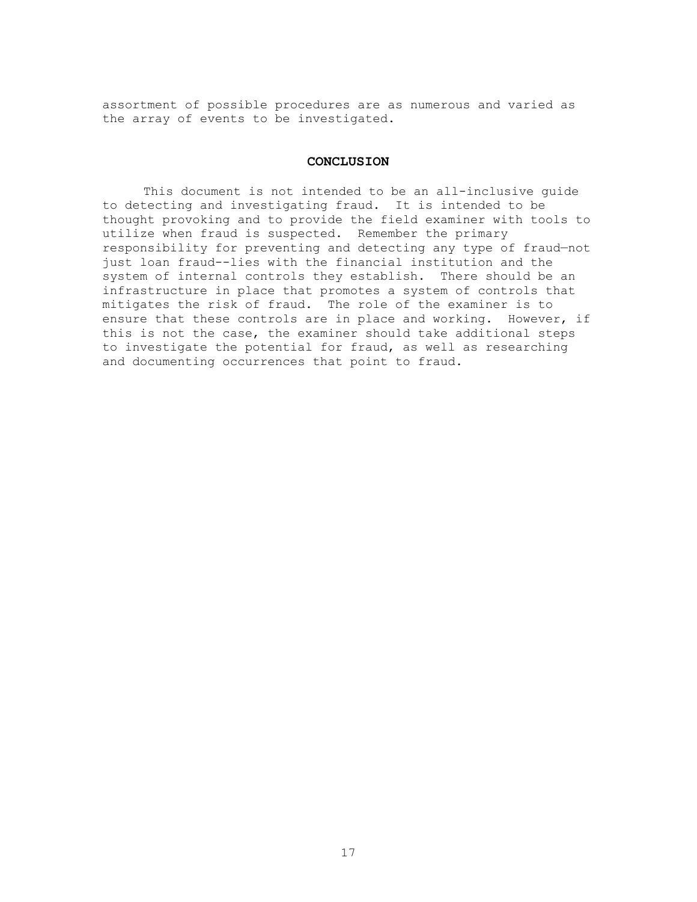assortment of possible procedures are as numerous and varied as the array of events to be investigated.

## CONCLUSION

This document is not intended to be an all-inclusive guide to detecting and investigating fraud. It is intended to be thought provoking and to provide the field examiner with tools to utilize when fraud is suspected. Remember the primary responsibility for preventing and detecting any type of fraud—not just loan fraud--lies with the financial institution and the system of internal controls they establish. There should be an infrastructure in place that promotes a system of controls that mitigates the risk of fraud. The role of the examiner is to ensure that these controls are in place and working. However, if this is not the case, the examiner should take additional steps to investigate the potential for fraud, as well as researching and documenting occurrences that point to fraud.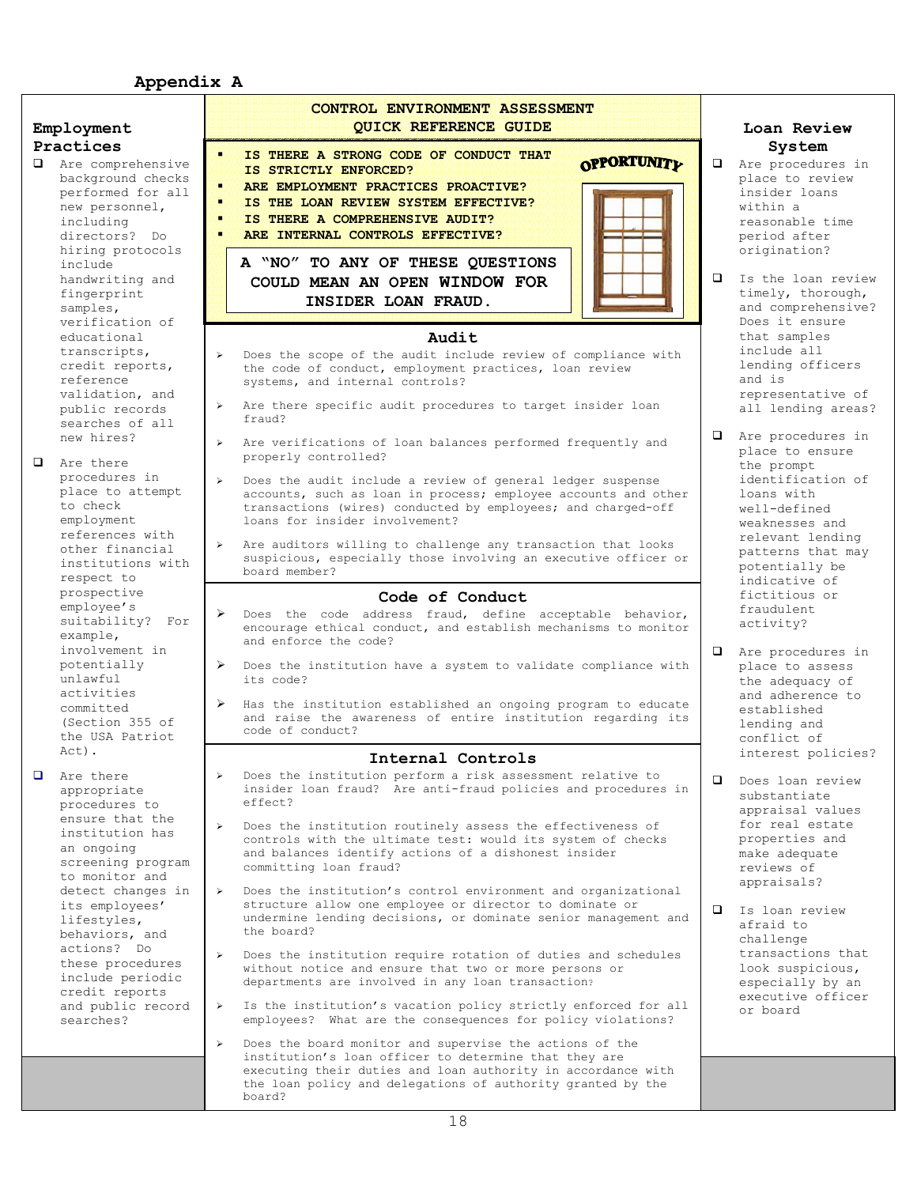# Appendix A

## CONTROL ENVIRONMENT ASSESSMENT QUICK REFERENCE GUIDE

- **IS THERE A STRONG CODE OF CONDUCT THAT IS STRICTLY ENFORCED?**
- **ARE EMPLOYMENT PRACTICES PROACTIVE?**
- **IS THE LOAN REVIEW SYSTEM EFFECTIVE?**
- **IS THERE A COMPREHENSIVE AUDIT?**
- **ARE INTERNAL CONTROLS EFFECTIVE?**

**OPPORTUNITY**

**A "NO" TO ANY OF THESE QUESTIONS COULD MEAN AN OPEN WINDOW FOR INSIDER LOAN FRAUD.**

### Employment Practices

- Are comprehensive background checks performed for all new personnel, including directors? Do hiring protocols include handwriting and fingerprint samples, verification of educational transcripts, credit reports, reference validation, and public records searches of all new hires?
- Are there procedures in place to attempt to check employment references with other financial institutions with respect to prospective employee's suitability? For example, involvement in potentially unlawful activities committed (Section 355 of the USA Patriot Act).
- Are there appropriate procedures to ensure that the institution has an ongoing screening program to monitor and detect changes in its employees' lifestyles, behaviors, and actions? Do these procedures include periodic credit reports and public record searches?

### Audit

- Does the scope of the audit include review of compliance with the code of conduct, employment practices, loan review systems, and internal controls?
- Are there specific audit procedures to target insider loan fraud?
- Are verifications of loan balances performed frequently and properly controlled?
- Does the audit include a review of general ledger suspense accounts, such as loan in process; employee accounts and other transactions (wires) conducted by employees; and charged-off loans for insider involvement?
- Are auditors willing to challenge any transaction that looks suspicious, especially those involving an executive officer or board member?

### Code of Conduct

- Does the code address fraud, define acceptable behavior, encourage ethical conduct, and establish mechanisms to monitor and enforce the code?
- Does the institution have a system to validate compliance with its code?
- Has the institution established an ongoing program to educate and raise the awareness of entire institution regarding its code of conduct?

### Internal Controls

- Does the institution perform a risk assessment relative to insider loan fraud? Are anti-fraud policies and procedures in effect?
- Does the institution routinely assess the effectiveness of controls with the ultimate test: would its system of checks and balances identify actions of a dishonest insider committing loan fraud?
- Does the institution's control environment and organizational structure allow one employee or director to dominate or undermine lending decisions, or dominate senior management and the board?
- Does the institution require rotation of duties and schedules without notice and ensure that two or more persons or departments are involved in any loan transaction?
- Is the institution's vacation policy strictly enforced for all employees? What are the consequences for policy violations?
- Does the board monitor and supervise the actions of the institution's loan officer to determine that they are executing their duties and loan authority in accordance with the loan policy and delegations of authority granted by the board?

### Loan Review System

- Are procedures in place to review insider loans within a reasonable time period after origination?
- Is the loan review timely, thorough, and comprehensive? Does it ensure that samples include all lending officers and is representative of all lending areas?
- Are procedures in place to ensure the prompt identification of loans with well-defined weaknesses and relevant lending patterns that may potentially be indicative of fictitious or fraudulent activity?
- Are procedures in place to assess the adequacy of and adherence to established lending and conflict of interest policies?
- Does loan review substantiate appraisal values for real estate properties and make adequate reviews of appraisals?
- Is loan review afraid to challenge transactions that look suspicious, especially by an executive officer or board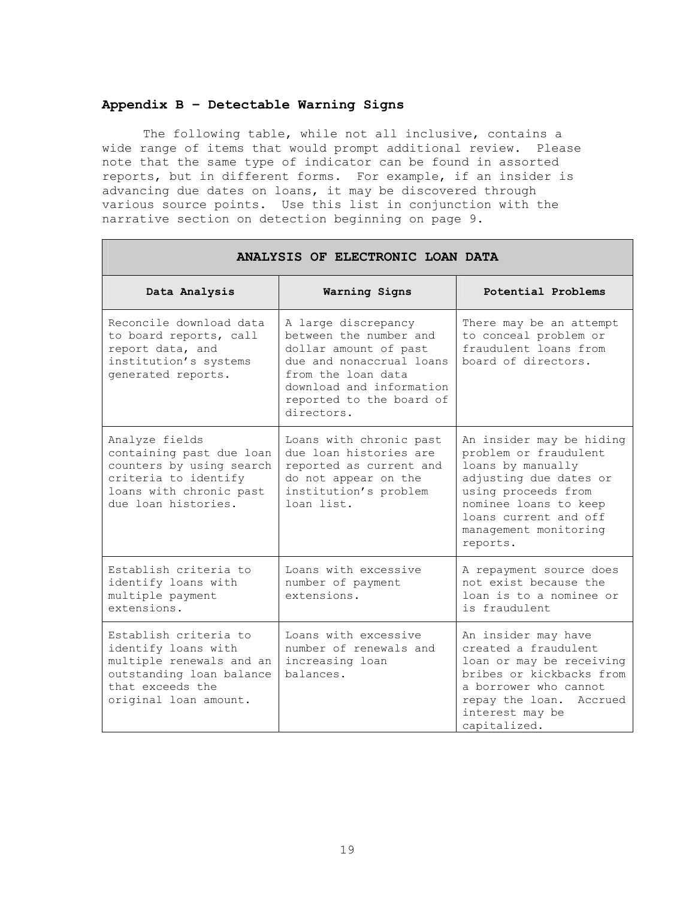## Appendix B – Detectable Warning Signs

The following table, while not all inclusive, contains a wide range of items that would prompt additional review. Please note that the same type of indicator can be found in assorted reports, but in different forms. For example, if an insider is advancing due dates on loans, it may be discovered through various source points. Use this list in conjunction with the narrative section on detection beginning on page 9.

| ANALYSIS OF ELECTRONIC LOAN DATA | | |
|---|---|---|
| **Data Analysis** | **Warning Signs** | **Potential Problems** |
| Reconcile download data to board reports, call report data, and institution's systems generated reports. | A large discrepancy between the number and dollar amount of past due and nonaccrual loans from the loan data download and information reported to the board of directors. | There may be an attempt to conceal problem or fraudulent loans from board of directors. |
| Analyze fields containing past due loan counters by using search criteria to identify loans with chronic past due loan histories. | Loans with chronic past due loan histories are reported as current and do not appear on the institution's problem loan list. | An insider may be hiding problem or fraudulent loans by manually adjusting due dates or using proceeds from nominee loans to keep loans current and off management monitoring reports. |
| Establish criteria to identify loans with multiple payment extensions. | Loans with excessive number of payment extensions. | A repayment source does not exist because the loan is to a nominee or is fraudulent |
| Establish criteria to identify loans with multiple renewals and an outstanding loan balance that exceeds the original loan amount. | Loans with excessive number of renewals and increasing loan balances. | An insider may have created a fraudulent loan or may be receiving bribes or kickbacks from a borrower who cannot repay the loan. Accrued interest may be capitalized. |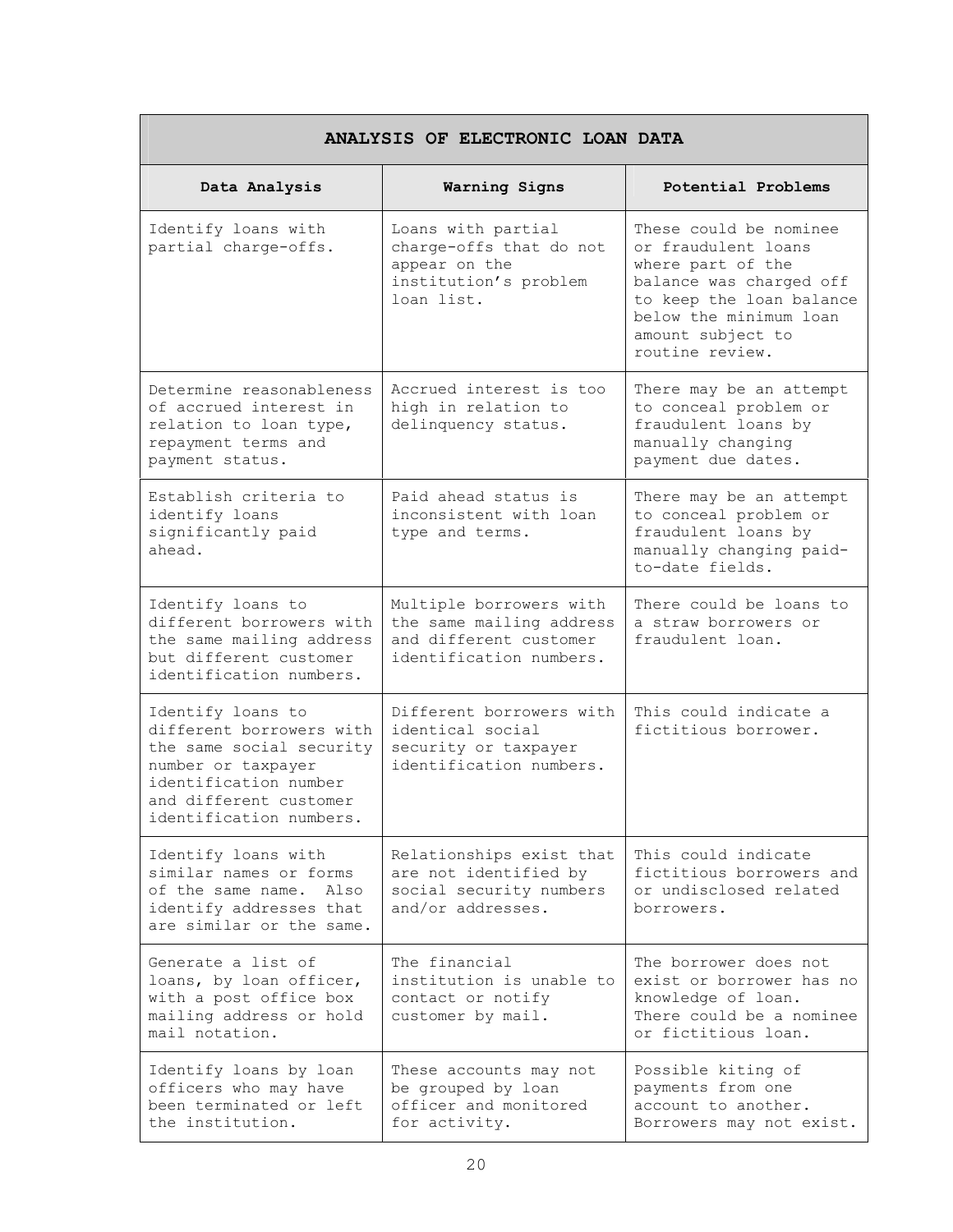| ANALYSIS OF ELECTRONIC LOAN DATA | | |
|---|---|---|
| **Data Analysis** | **Warning Signs** | **Potential Problems** |
| Identify loans with partial charge-offs. | Loans with partial charge-offs that do not appear on the institution's problem loan list. | These could be nominee or fraudulent loans where part of the balance was charged off to keep the loan balance below the minimum loan amount subject to routine review. |
| Determine reasonableness of accrued interest in relation to loan type, repayment terms and payment status. | Accrued interest is too high in relation to delinquency status. | There may be an attempt to conceal problem or fraudulent loans by manually changing payment due dates. |
| Establish criteria to identify loans significantly paid ahead. | Paid ahead status is inconsistent with loan type and terms. | There may be an attempt to conceal problem or fraudulent loans by manually changing paid-to-date fields. |
| Identify loans to different borrowers with the same mailing address but different customer identification numbers. | Multiple borrowers with the same mailing address and different customer identification numbers. | There could be loans to a straw borrowers or fraudulent loan. |
| Identify loans to different borrowers with the same social security number or taxpayer identification number and different customer identification numbers. | Different borrowers with identical social security or taxpayer identification numbers. | This could indicate a fictitious borrower. |
| Identify loans with similar names or forms of the same name. Also identify addresses that are similar or the same. | Relationships exist that are not identified by social security numbers and/or addresses. | This could indicate fictitious borrowers and or undisclosed related borrowers. |
| Generate a list of loans, by loan officer, with a post office box mailing address or hold mail notation. | The financial institution is unable to contact or notify customer by mail. | The borrower does not exist or borrower has no knowledge of loan. There could be a nominee or fictitious loan. |
| Identify loans by loan officers who may have been terminated or left the institution. | These accounts may not be grouped by loan officer and monitored for activity. | Possible kiting of payments from one account to another. Borrowers may not exist. |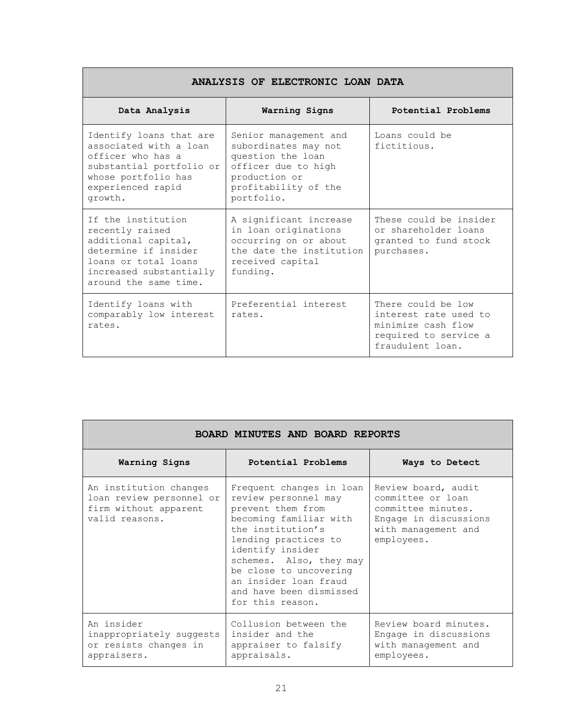| ANALYSIS OF ELECTRONIC LOAN DATA | | |
|---|---|---|
| **Data Analysis** | **Warning Signs** | **Potential Problems** |
| Identify loans that are associated with a loan officer who has a substantial portfolio or whose portfolio has experienced rapid growth. | Senior management and subordinates may not question the loan officer due to high production or profitability of the portfolio. | Loans could be fictitious. |
| If the institution recently raised additional capital, determine if insider loans or total loans increased substantially around the same time. | A significant increase in loan originations occurring on or about the date the institution received capital funding. | These could be insider or shareholder loans granted to fund stock purchases. |
| Identify loans with comparably low interest rates. | Preferential interest rates. | There could be low interest rate used to minimize cash flow required to service a fraudulent loan. |

| BOARD MINUTES AND BOARD REPORTS | | |
|---|---|---|
| **Warning Signs** | **Potential Problems** | **Ways to Detect** |
| An institution changes loan review personnel or firm without apparent valid reasons. | Frequent changes in loan review personnel may prevent them from becoming familiar with the institution's lending practices to identify insider schemes. Also, they may be close to uncovering an insider loan fraud and have been dismissed for this reason. | Review board, audit committee or loan committee minutes. Engage in discussions with management and employees. |
| An insider inappropriately suggests or resists changes in appraisers. | Collusion between the insider and the appraiser to falsify appraisals. | Review board minutes. Engage in discussions with management and employees. |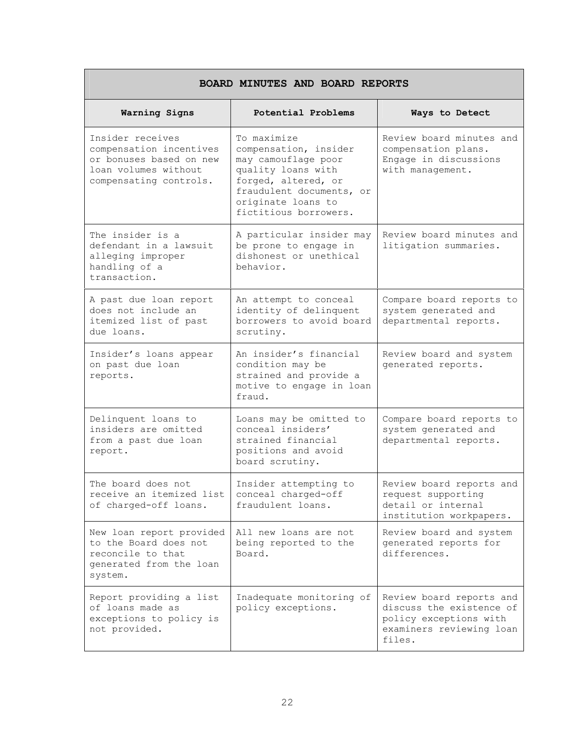| BOARD MINUTES AND BOARD REPORTS | | |
|---|---|---|
| **Warning Signs** | **Potential Problems** | **Ways to Detect** |
| Insider receives compensation incentives or bonuses based on new loan volumes without compensating controls. | To maximize compensation, insider may camouflage poor quality loans with forged, altered, or fraudulent documents, or originate loans to fictitious borrowers. | Review board minutes and compensation plans. Engage in discussions with management. |
| The insider is a defendant in a lawsuit alleging improper handling of a transaction. | A particular insider may be prone to engage in dishonest or unethical behavior. | Review board minutes and litigation summaries. |
| A past due loan report does not include an itemized list of past due loans. | An attempt to conceal identity of delinquent borrowers to avoid board scrutiny. | Compare board reports to system generated and departmental reports. |
| Insider's loans appear on past due loan reports. | An insider's financial condition may be strained and provide a motive to engage in loan fraud. | Review board and system generated reports. |
| Delinquent loans to insiders are omitted from a past due loan report. | Loans may be omitted to conceal insiders' strained financial positions and avoid board scrutiny. | Compare board reports to system generated and departmental reports. |
| The board does not receive an itemized list of charged-off loans. | Insider attempting to conceal charged-off fraudulent loans. | Review board reports and request supporting detail or internal institution workpapers. |
| New loan report provided to the Board does not reconcile to that generated from the loan system. | All new loans are not being reported to the Board. | Review board and system generated reports for differences. |
| Report providing a list of loans made as exceptions to policy is not provided. | Inadequate monitoring of policy exceptions. | Review board reports and discuss the existence of policy exceptions with examiners reviewing loan files. |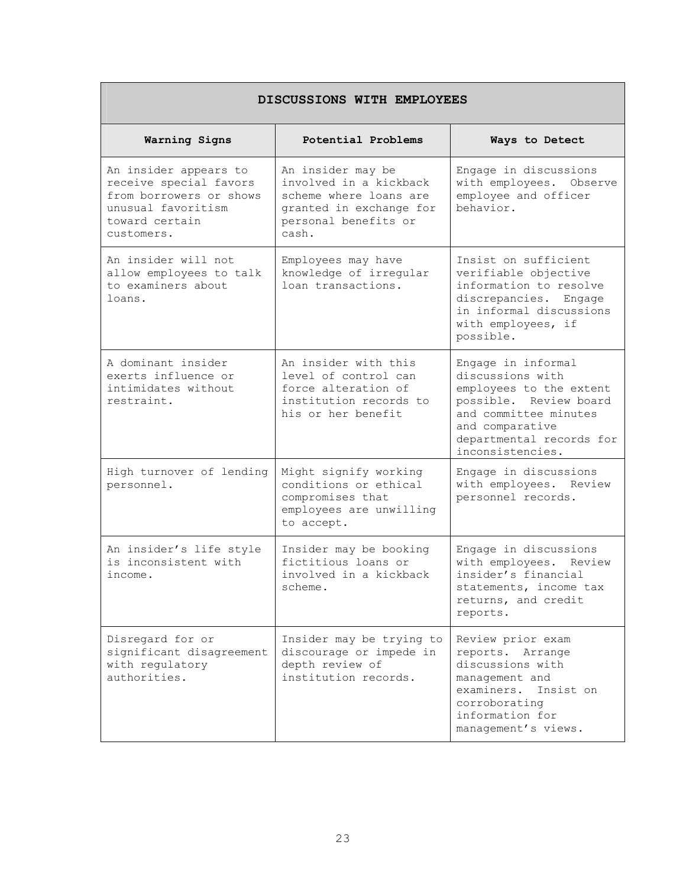| DISCUSSIONS WITH EMPLOYEES | | |
|---|---|---|
| **Warning Signs** | **Potential Problems** | **Ways to Detect** |
| An insider appears to receive special favors from borrowers or shows unusual favoritism toward certain customers. | An insider may be involved in a kickback scheme where loans are granted in exchange for personal benefits or cash. | Engage in discussions with employees. Observe employee and officer behavior. |
| An insider will not allow employees to talk to examiners about loans. | Employees may have knowledge of irregular loan transactions. | Insist on sufficient verifiable objective information to resolve discrepancies. Engage in informal discussions with employees, if possible. |
| A dominant insider exerts influence or intimidates without restraint. | An insider with this level of control can force alteration of institution records to his or her benefit | Engage in informal discussions with employees to the extent possible. Review board and committee minutes and comparative departmental records for inconsistencies. |
| High turnover of lending personnel. | Might signify working conditions or ethical compromises that employees are unwilling to accept. | Engage in discussions with employees. Review personnel records. |
| An insider's life style is inconsistent with income. | Insider may be booking fictitious loans or involved in a kickback scheme. | Engage in discussions with employees. Review insider's financial statements, income tax returns, and credit reports. |
| Disregard for or significant disagreement with regulatory authorities. | Insider may be trying to discourage or impede in depth review of institution records. | Review prior exam reports. Arrange discussions with management and examiners. Insist on corroborating information for management's views. |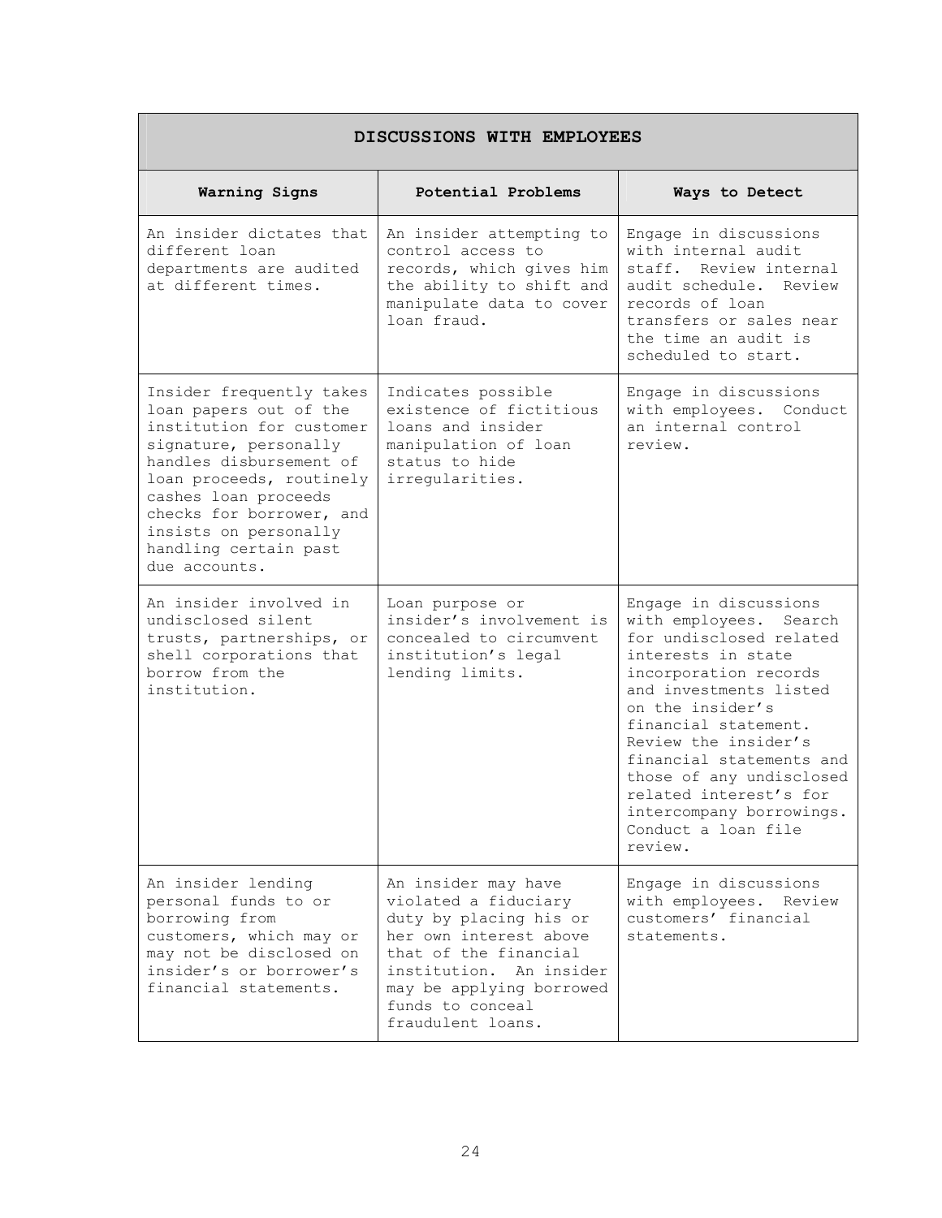| DISCUSSIONS WITH EMPLOYEES | | |
|---|---|---|
| **Warning Signs** | **Potential Problems** | **Ways to Detect** |
| An insider dictates that different loan departments are audited at different times. | An insider attempting to control access to records, which gives him the ability to shift and manipulate data to cover loan fraud. | Engage in discussions with internal audit staff. Review internal audit schedule. Review records of loan transfers or sales near the time an audit is scheduled to start. |
| Insider frequently takes loan papers out of the institution for customer signature, personally handles disbursement of loan proceeds, routinely cashes loan proceeds checks for borrower, and insists on personally handling certain past due accounts. | Indicates possible existence of fictitious loans and insider manipulation of loan status to hide irregularities. | Engage in discussions with employees. Conduct an internal control review. |
| An insider involved in undisclosed silent trusts, partnerships, or shell corporations that borrow from the institution. | Loan purpose or insider's involvement is concealed to circumvent institution's legal lending limits. | Engage in discussions with employees. Search for undisclosed related interests in state incorporation records and investments listed on the insider's financial statement. Review the insider's financial statements and those of any undisclosed related interest's for intercompany borrowings. Conduct a loan file review. |
| An insider lending personal funds to or borrowing from customers, which may or may not be disclosed on insider's or borrower's financial statements. | An insider may have violated a fiduciary duty by placing his or her own interest above that of the financial institution. An insider may be applying borrowed funds to conceal fraudulent loans. | Engage in discussions with employees. Review customers' financial statements. |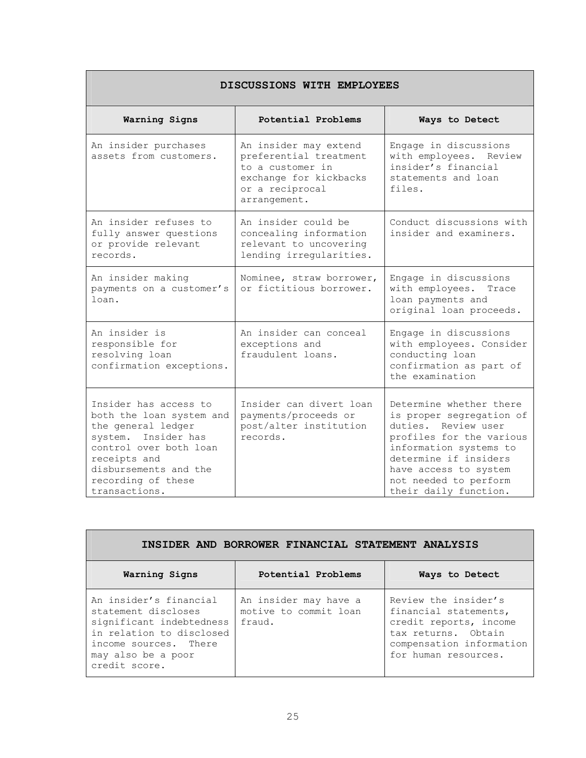| DISCUSSIONS WITH EMPLOYEES | | |
|---|---|---|
| **Warning Signs** | **Potential Problems** | **Ways to Detect** |
| An insider purchases assets from customers. | An insider may extend preferential treatment to a customer in exchange for kickbacks or a reciprocal arrangement. | Engage in discussions with employees. Review insider's financial statements and loan files. |
| An insider refuses to fully answer questions or provide relevant records. | An insider could be concealing information relevant to uncovering lending irregularities. | Conduct discussions with insider and examiners. |
| An insider making payments on a customer's loan. | Nominee, straw borrower, or fictitious borrower. | Engage in discussions with employees. Trace loan payments and original loan proceeds. |
| An insider is responsible for resolving loan confirmation exceptions. | An insider can conceal exceptions and fraudulent loans. | Engage in discussions with employees. Consider conducting loan confirmation as part of the examination |
| Insider has access to both the loan system and the general ledger system. Insider has control over both loan receipts and disbursements and the recording of these transactions. | Insider can divert loan payments/proceeds or post/alter institution records. | Determine whether there is proper segregation of duties. Review user profiles for the various information systems to determine if insiders have access to system not needed to perform their daily function. |

| INSIDER AND BORROWER FINANCIAL STATEMENT ANALYSIS | | |
|---|---|---|
| **Warning Signs** | **Potential Problems** | **Ways to Detect** |
| An insider's financial statement discloses significant indebtedness in relation to disclosed income sources. There may also be a poor credit score. | An insider may have a motive to commit loan fraud. | Review the insider's financial statements, credit reports, income tax returns. Obtain compensation information for human resources. |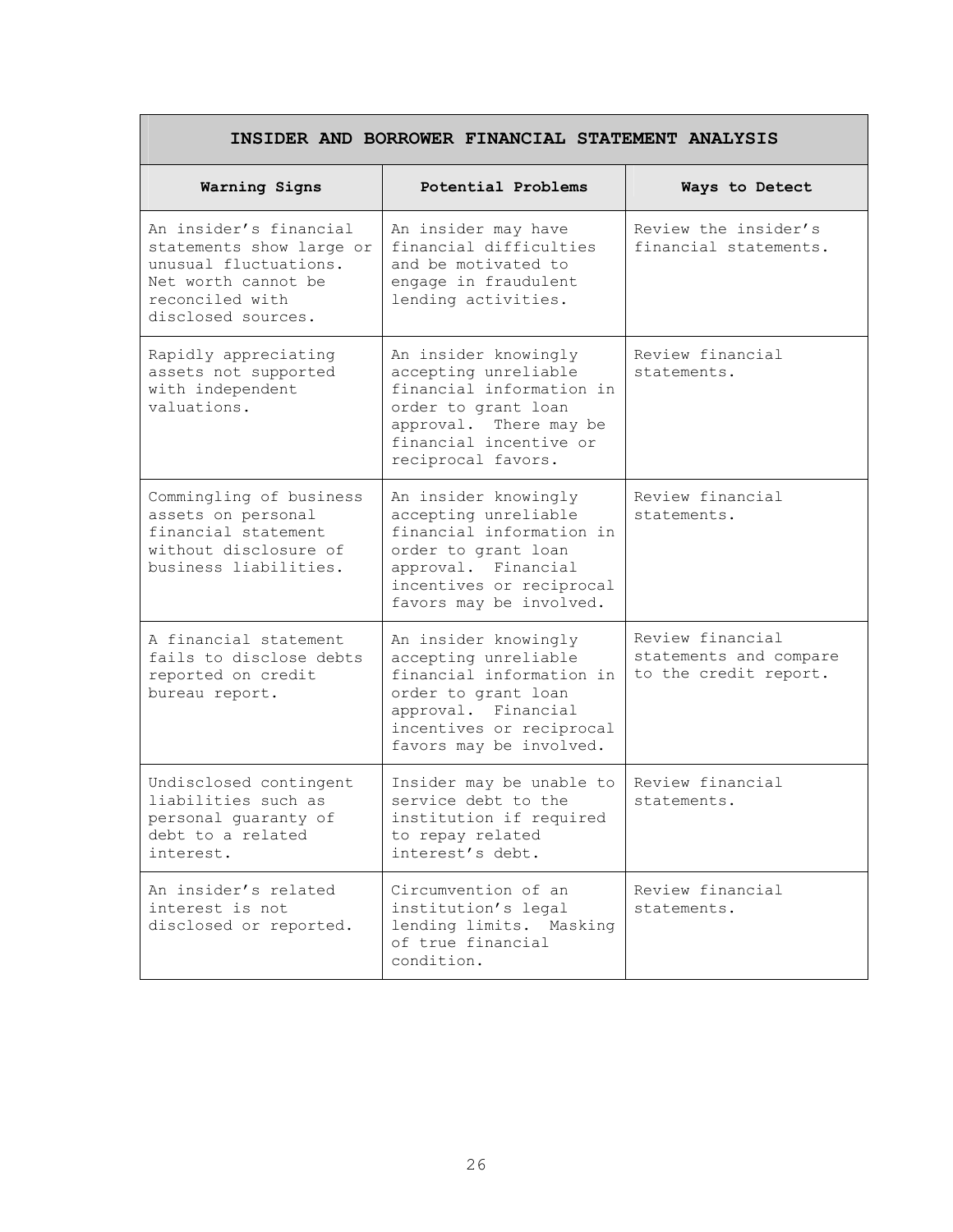| INSIDER AND BORROWER FINANCIAL STATEMENT ANALYSIS | | |
|---|---|---|
| **Warning Signs** | **Potential Problems** | **Ways to Detect** |
| An insider's financial statements show large or unusual fluctuations. Net worth cannot be reconciled with disclosed sources. | An insider may have financial difficulties and be motivated to engage in fraudulent lending activities. | Review the insider's financial statements. |
| Rapidly appreciating assets not supported with independent valuations. | An insider knowingly accepting unreliable financial information in order to grant loan approval. There may be financial incentive or reciprocal favors. | Review financial statements. |
| Commingling of business assets on personal financial statement without disclosure of business liabilities. | An insider knowingly accepting unreliable financial information in order to grant loan approval. Financial incentives or reciprocal favors may be involved. | Review financial statements. |
| A financial statement fails to disclose debts reported on credit bureau report. | An insider knowingly accepting unreliable financial information in order to grant loan approval. Financial incentives or reciprocal favors may be involved. | Review financial statements and compare to the credit report. |
| Undisclosed contingent liabilities such as personal guaranty of debt to a related interest. | Insider may be unable to service debt to the institution if required to repay related interest's debt. | Review financial statements. |
| An insider's related interest is not disclosed or reported. | Circumvention of an institution's legal lending limits. Masking of true financial condition. | Review financial statements. |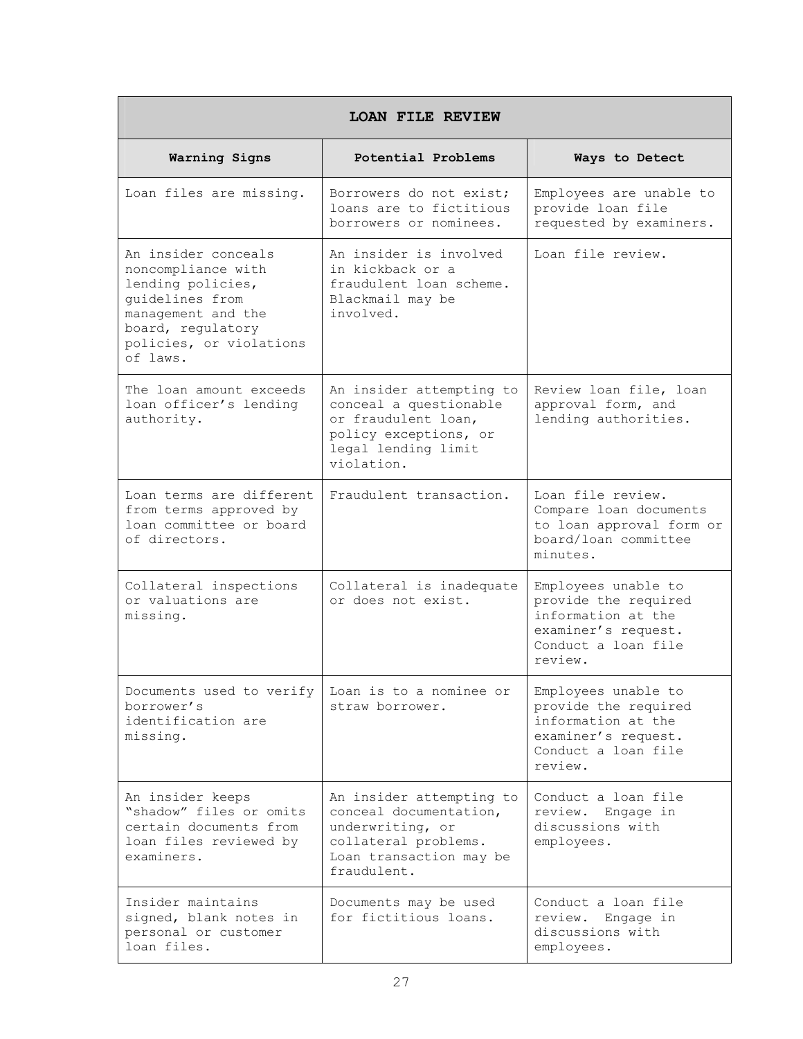| LOAN FILE REVIEW | | |
|---|---|---|
| **Warning Signs** | **Potential Problems** | **Ways to Detect** |
| Loan files are missing. | Borrowers do not exist; loans are to fictitious borrowers or nominees. | Employees are unable to provide loan file requested by examiners. |
| An insider conceals noncompliance with lending policies, guidelines from management and the board, regulatory policies, or violations of laws. | An insider is involved in kickback or a fraudulent loan scheme. Blackmail may be involved. | Loan file review. |
| The loan amount exceeds loan officer's lending authority. | An insider attempting to conceal a questionable or fraudulent loan, policy exceptions, or legal lending limit violation. | Review loan file, loan approval form, and lending authorities. |
| Loan terms are different from terms approved by loan committee or board of directors. | Fraudulent transaction. | Loan file review. Compare loan documents to loan approval form or board/loan committee minutes. |
| Collateral inspections or valuations are missing. | Collateral is inadequate or does not exist. | Employees unable to provide the required information at the examiner's request. Conduct a loan file review. |
| Documents used to verify borrower's identification are missing. | Loan is to a nominee or straw borrower. | Employees unable to provide the required information at the examiner's request. Conduct a loan file review. |
| An insider keeps "shadow" files or omits certain documents from loan files reviewed by examiners. | An insider attempting to conceal documentation, underwriting, or collateral problems. Loan transaction may be fraudulent. | Conduct a loan file review. Engage in discussions with employees. |
| Insider maintains signed, blank notes in personal or customer loan files. | Documents may be used for fictitious loans. | Conduct a loan file review. Engage in discussions with employees. |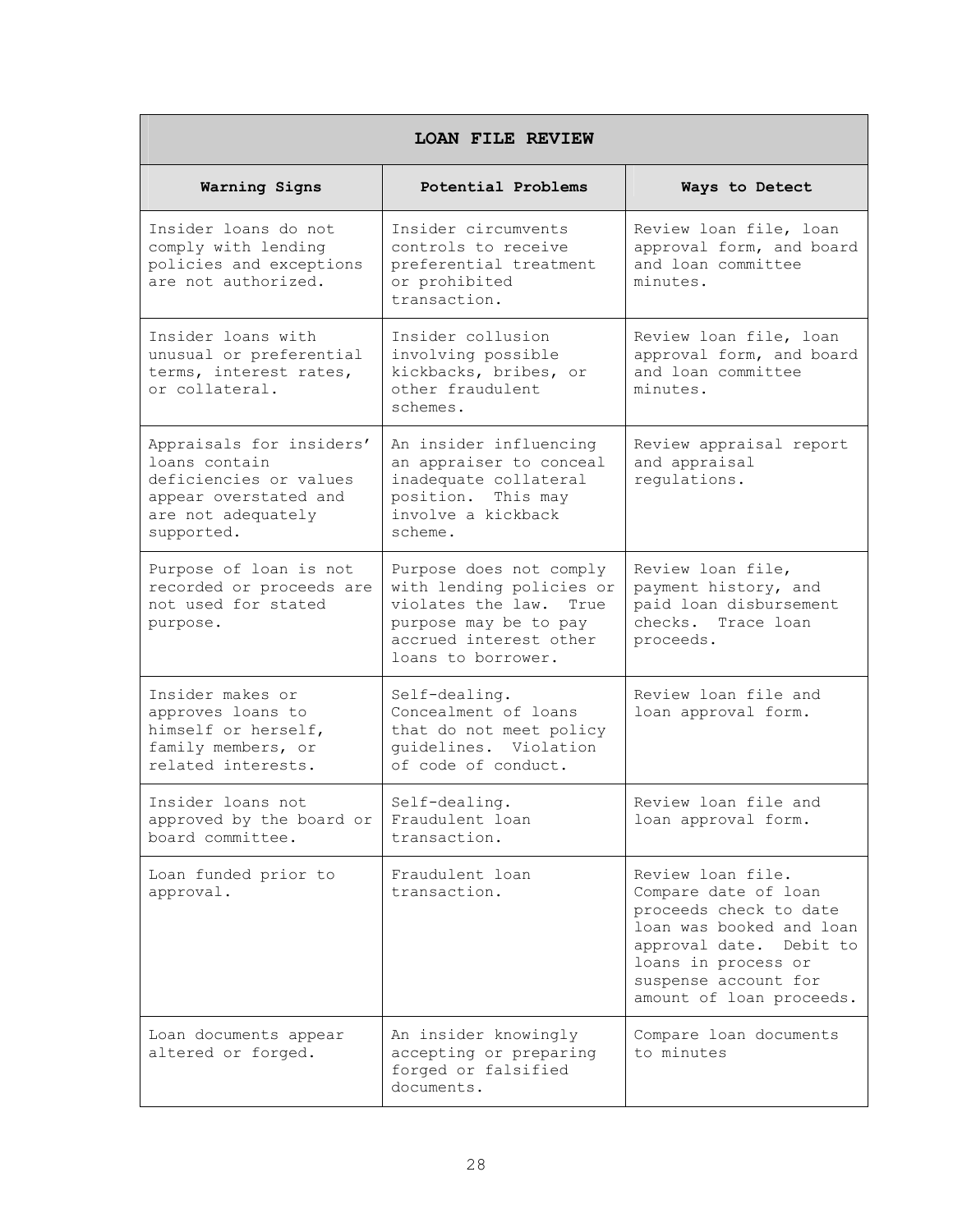| LOAN FILE REVIEW | | |
|---|---|---|
| **Warning Signs** | **Potential Problems** | **Ways to Detect** |
| Insider loans do not comply with lending policies and exceptions are not authorized. | Insider circumvents controls to receive preferential treatment or prohibited transaction. | Review loan file, loan approval form, and board and loan committee minutes. |
| Insider loans with unusual or preferential terms, interest rates, or collateral. | Insider collusion involving possible kickbacks, bribes, or other fraudulent schemes. | Review loan file, loan approval form, and board and loan committee minutes. |
| Appraisals for insiders' loans contain deficiencies or values appear overstated and are not adequately supported. | An insider influencing an appraiser to conceal inadequate collateral position. This may involve a kickback scheme. | Review appraisal report and appraisal regulations. |
| Purpose of loan is not recorded or proceeds are not used for stated purpose. | Purpose does not comply with lending policies or violates the law. True purpose may be to pay accrued interest other loans to borrower. | Review loan file, payment history, and paid loan disbursement checks. Trace loan proceeds. |
| Insider makes or approves loans to himself or herself, family members, or related interests. | Self-dealing. Concealment of loans that do not meet policy guidelines. Violation of code of conduct. | Review loan file and loan approval form. |
| Insider loans not approved by the board or board committee. | Self-dealing. Fraudulent loan transaction. | Review loan file and loan approval form. |
| Loan funded prior to approval. | Fraudulent loan transaction. | Review loan file. Compare date of loan proceeds check to date loan was booked and loan approval date. Debit to loans in process or suspense account for amount of loan proceeds. |
| Loan documents appear altered or forged. | An insider knowingly accepting or preparing forged or falsified documents. | Compare loan documents to minutes |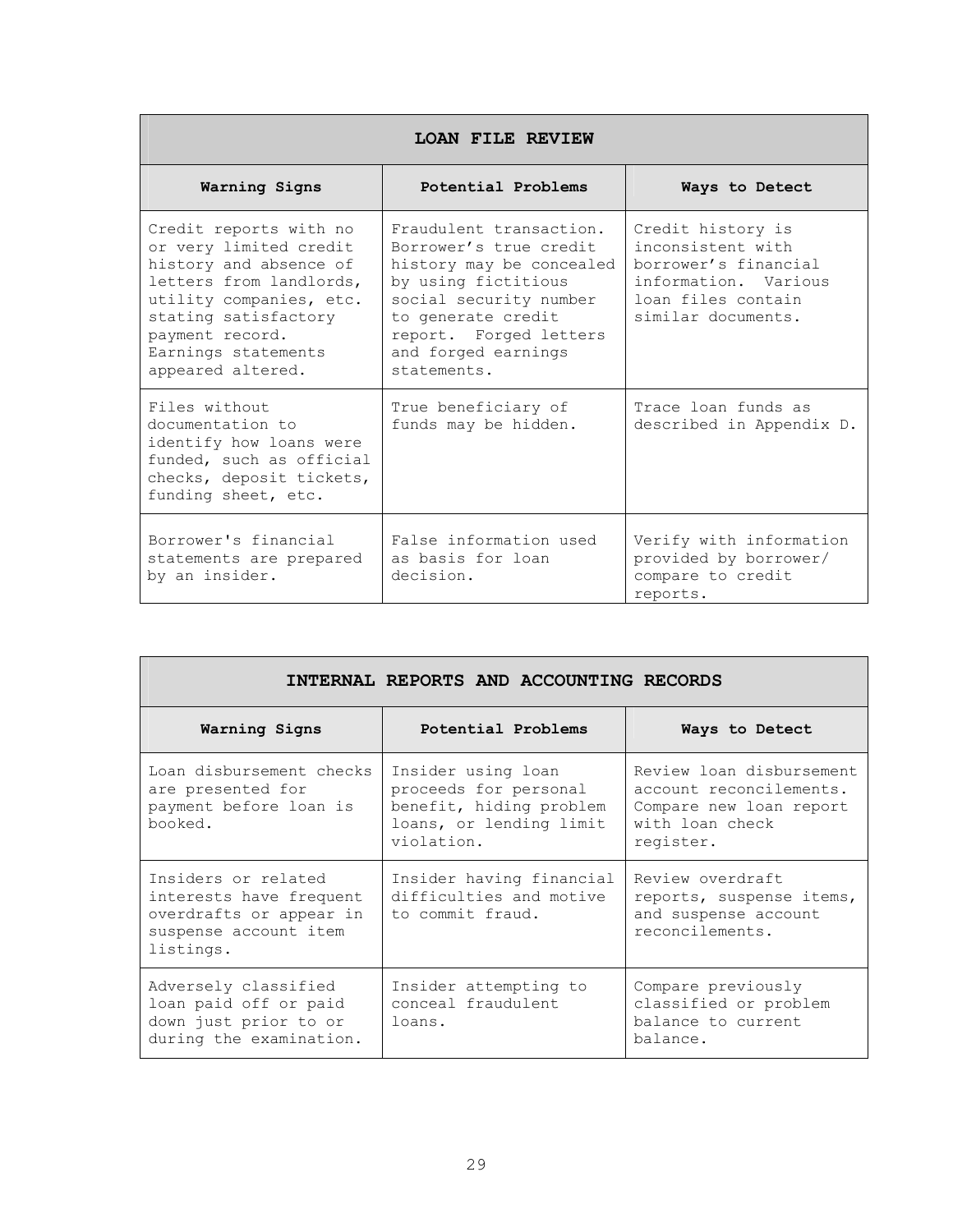| LOAN FILE REVIEW | | |
|---|---|---|
| **Warning Signs** | **Potential Problems** | **Ways to Detect** |
| Credit reports with no or very limited credit history and absence of letters from landlords, utility companies, etc. stating satisfactory payment record. Earnings statements appeared altered. | Fraudulent transaction. Borrower's true credit history may be concealed by using fictitious social security number to generate credit report. Forged letters and forged earnings statements. | Credit history is inconsistent with borrower's financial information. Various loan files contain similar documents. |
| Files without documentation to identify how loans were funded, such as official checks, deposit tickets, funding sheet, etc. | True beneficiary of funds may be hidden. | Trace loan funds as described in Appendix D. |
| Borrower's financial statements are prepared by an insider. | False information used as basis for loan decision. | Verify with information provided by borrower/ compare to credit reports. |

| INTERNAL REPORTS AND ACCOUNTING RECORDS | | |
|---|---|---|
| **Warning Signs** | **Potential Problems** | **Ways to Detect** |
| Loan disbursement checks are presented for payment before loan is booked. | Insider using loan proceeds for personal benefit, hiding problem loans, or lending limit violation. | Review loan disbursement account reconcilements. Compare new loan report with loan check register. |
| Insiders or related interests have frequent overdrafts or appear in suspense account item listings. | Insider having financial difficulties and motive to commit fraud. | Review overdraft reports, suspense items, and suspense account reconcilements. |
| Adversely classified loan paid off or paid down just prior to or during the examination. | Insider attempting to conceal fraudulent loans. | Compare previously classified or problem balance to current balance. |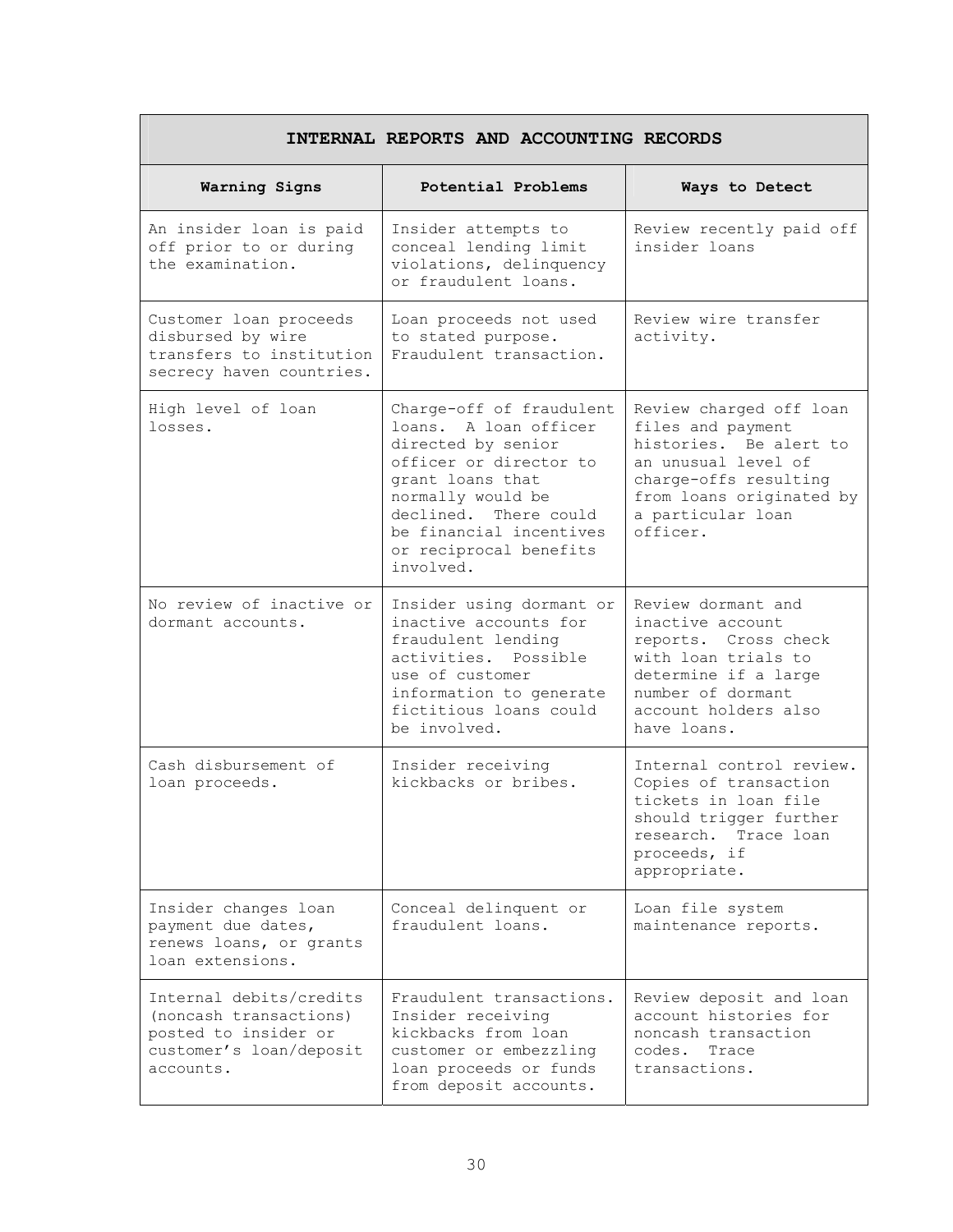| INTERNAL REPORTS AND ACCOUNTING RECORDS | | |
|---|---|---|
| **Warning Signs** | **Potential Problems** | **Ways to Detect** |
| An insider loan is paid off prior to or during the examination. | Insider attempts to conceal lending limit violations, delinquency or fraudulent loans. | Review recently paid off insider loans |
| Customer loan proceeds disbursed by wire transfers to institution secrecy haven countries. | Loan proceeds not used to stated purpose. Fraudulent transaction. | Review wire transfer activity. |
| High level of loan losses. | Charge-off of fraudulent loans. A loan officer directed by senior officer or director to grant loans that normally would be declined. There could be financial incentives or reciprocal benefits involved. | Review charged off loan files and payment histories. Be alert to an unusual level of charge-offs resulting from loans originated by a particular loan officer. |
| No review of inactive or dormant accounts. | Insider using dormant or inactive accounts for fraudulent lending activities. Possible use of customer information to generate fictitious loans could be involved. | Review dormant and inactive account reports. Cross check with loan trials to determine if a large number of dormant account holders also have loans. |
| Cash disbursement of loan proceeds. | Insider receiving kickbacks or bribes. | Internal control review. Copies of transaction tickets in loan file should trigger further research. Trace loan proceeds, if appropriate. |
| Insider changes loan payment due dates, renews loans, or grants loan extensions. | Conceal delinquent or fraudulent loans. | Loan file system maintenance reports. |
| Internal debits/credits (noncash transactions) posted to insider or customer's loan/deposit accounts. | Fraudulent transactions. Insider receiving kickbacks from loan customer or embezzling loan proceeds or funds from deposit accounts. | Review deposit and loan account histories for noncash transaction codes. Trace transactions. |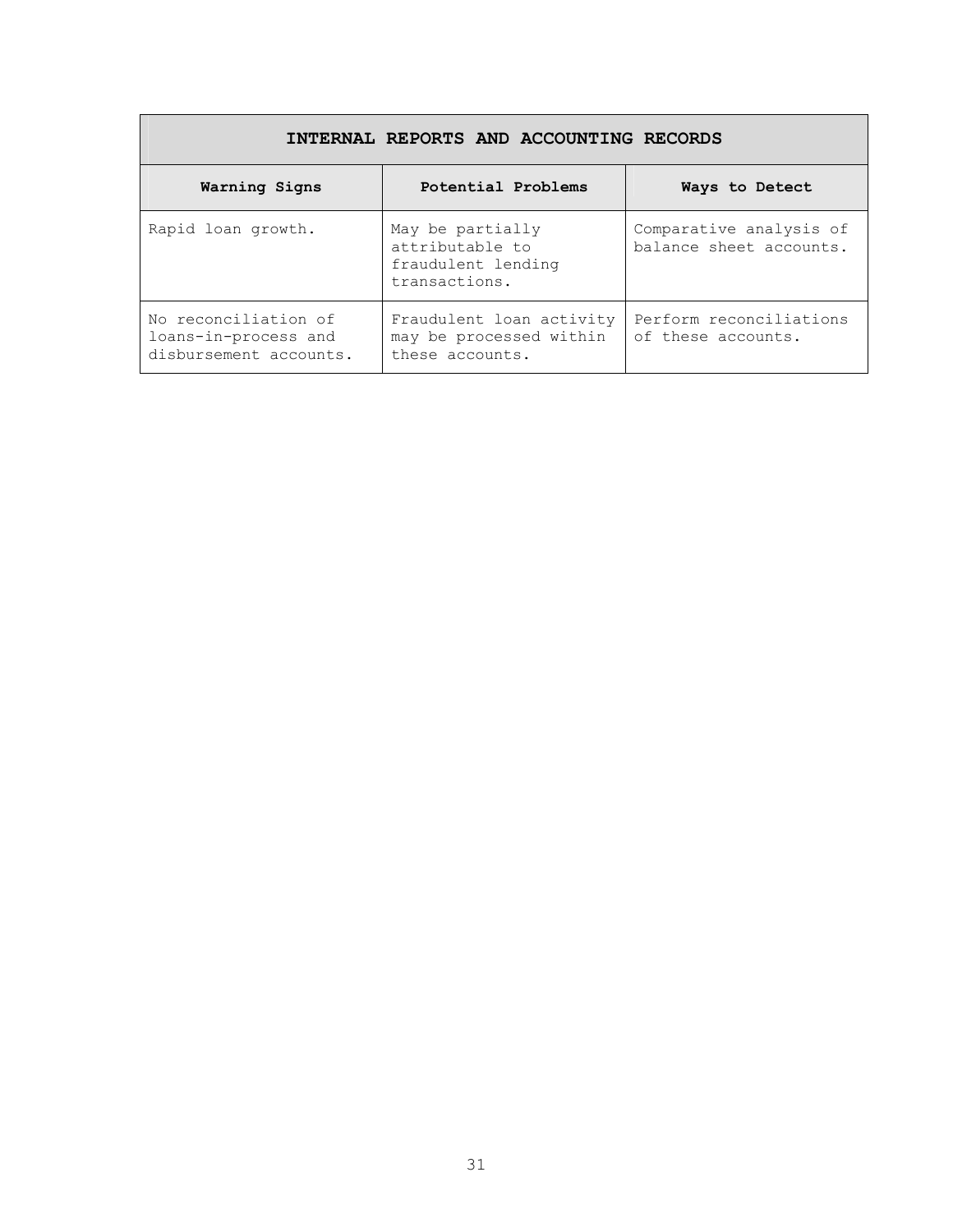| INTERNAL REPORTS AND ACCOUNTING RECORDS | | |
|---|---|---|
| **Warning Signs** | **Potential Problems** | **Ways to Detect** |
| Rapid loan growth. | May be partially attributable to fraudulent lending transactions. | Comparative analysis of balance sheet accounts. |
| No reconciliation of loans-in-process and disbursement accounts. | Fraudulent loan activity may be processed within these accounts. | Perform reconciliations of these accounts. |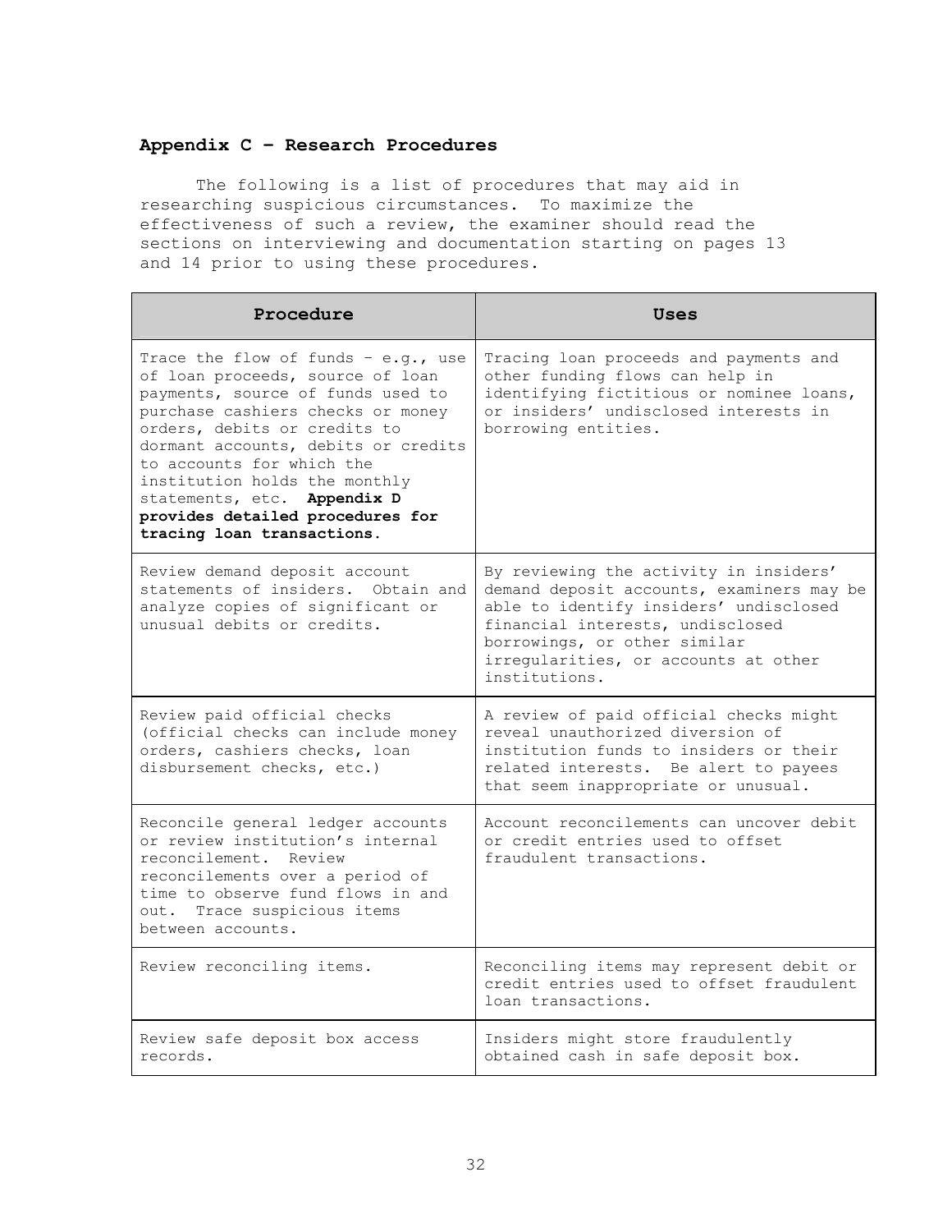## Appendix C – Research Procedures

The following is a list of procedures that may aid in researching suspicious circumstances. To maximize the effectiveness of such a review, the examiner should read the sections on interviewing and documentation starting on pages 13 and 14 prior to using these procedures.

| Procedure | Uses |
|---|---|
| Trace the flow of funds – e.g., use of loan proceeds, source of loan payments, source of funds used to purchase cashiers checks or money orders, debits or credits to dormant accounts, debits or credits to accounts for which the institution holds the monthly statements, etc. **Appendix D provides detailed procedures for tracing loan transactions.** | Tracing loan proceeds and payments and other funding flows can help in identifying fictitious or nominee loans, or insiders' undisclosed interests in borrowing entities. |
| Review demand deposit account statements of insiders. Obtain and analyze copies of significant or unusual debits or credits. | By reviewing the activity in insiders' demand deposit accounts, examiners may be able to identify insiders' undisclosed financial interests, undisclosed borrowings, or other similar irregularities, or accounts at other institutions. |
| Review paid official checks (official checks can include money orders, cashiers checks, loan disbursement checks, etc.) | A review of paid official checks might reveal unauthorized diversion of institution funds to insiders or their related interests. Be alert to payees that seem inappropriate or unusual. |
| Reconcile general ledger accounts or review institution's internal reconcilement. Review reconcilements over a period of time to observe fund flows in and out. Trace suspicious items between accounts. | Account reconcilements can uncover debit or credit entries used to offset fraudulent transactions. |
| Review reconciling items. | Reconciling items may represent debit or credit entries used to offset fraudulent loan transactions. |
| Review safe deposit box access records. | Insiders might store fraudulently obtained cash in safe deposit box. |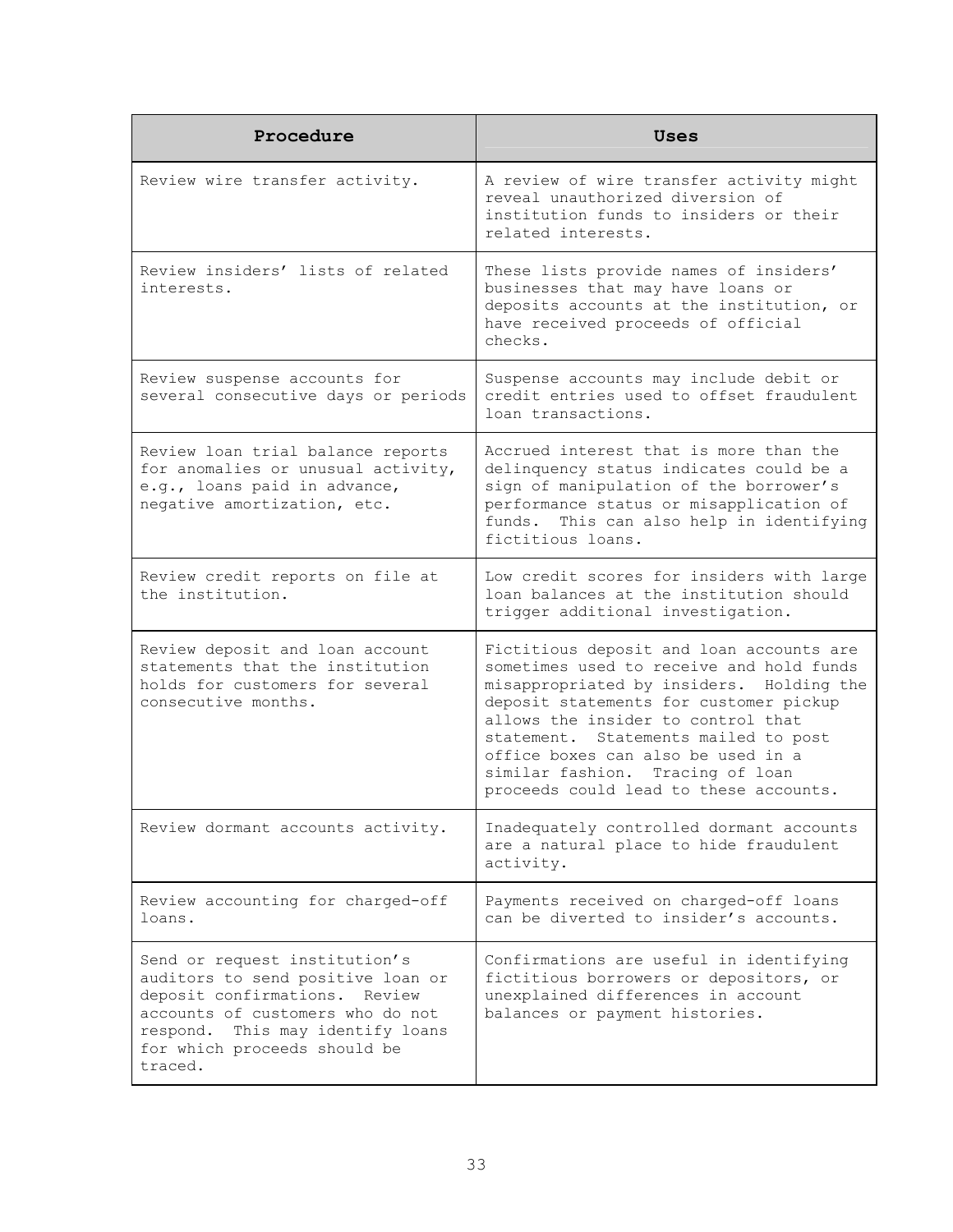| Procedure | Uses |
|---|---|
| Review wire transfer activity. | A review of wire transfer activity might reveal unauthorized diversion of institution funds to insiders or their related interests. |
| Review insiders' lists of related interests. | These lists provide names of insiders' businesses that may have loans or deposits accounts at the institution, or have received proceeds of official checks. |
| Review suspense accounts for several consecutive days or periods | Suspense accounts may include debit or credit entries used to offset fraudulent loan transactions. |
| Review loan trial balance reports for anomalies or unusual activity, e.g., loans paid in advance, negative amortization, etc. | Accrued interest that is more than the delinquency status indicates could be a sign of manipulation of the borrower's performance status or misapplication of funds. This can also help in identifying fictitious loans. |
| Review credit reports on file at the institution. | Low credit scores for insiders with large loan balances at the institution should trigger additional investigation. |
| Review deposit and loan account statements that the institution holds for customers for several consecutive months. | Fictitious deposit and loan accounts are sometimes used to receive and hold funds misappropriated by insiders. Holding the deposit statements for customer pickup allows the insider to control that statement. Statements mailed to post office boxes can also be used in a similar fashion. Tracing of loan proceeds could lead to these accounts. |
| Review dormant accounts activity. | Inadequately controlled dormant accounts are a natural place to hide fraudulent activity. |
| Review accounting for charged-off loans. | Payments received on charged-off loans can be diverted to insider's accounts. |
| Send or request institution's auditors to send positive loan or deposit confirmations. Review accounts of customers who do not respond. This may identify loans for which proceeds should be traced. | Confirmations are useful in identifying fictitious borrowers or depositors, or unexplained differences in account balances or payment histories. |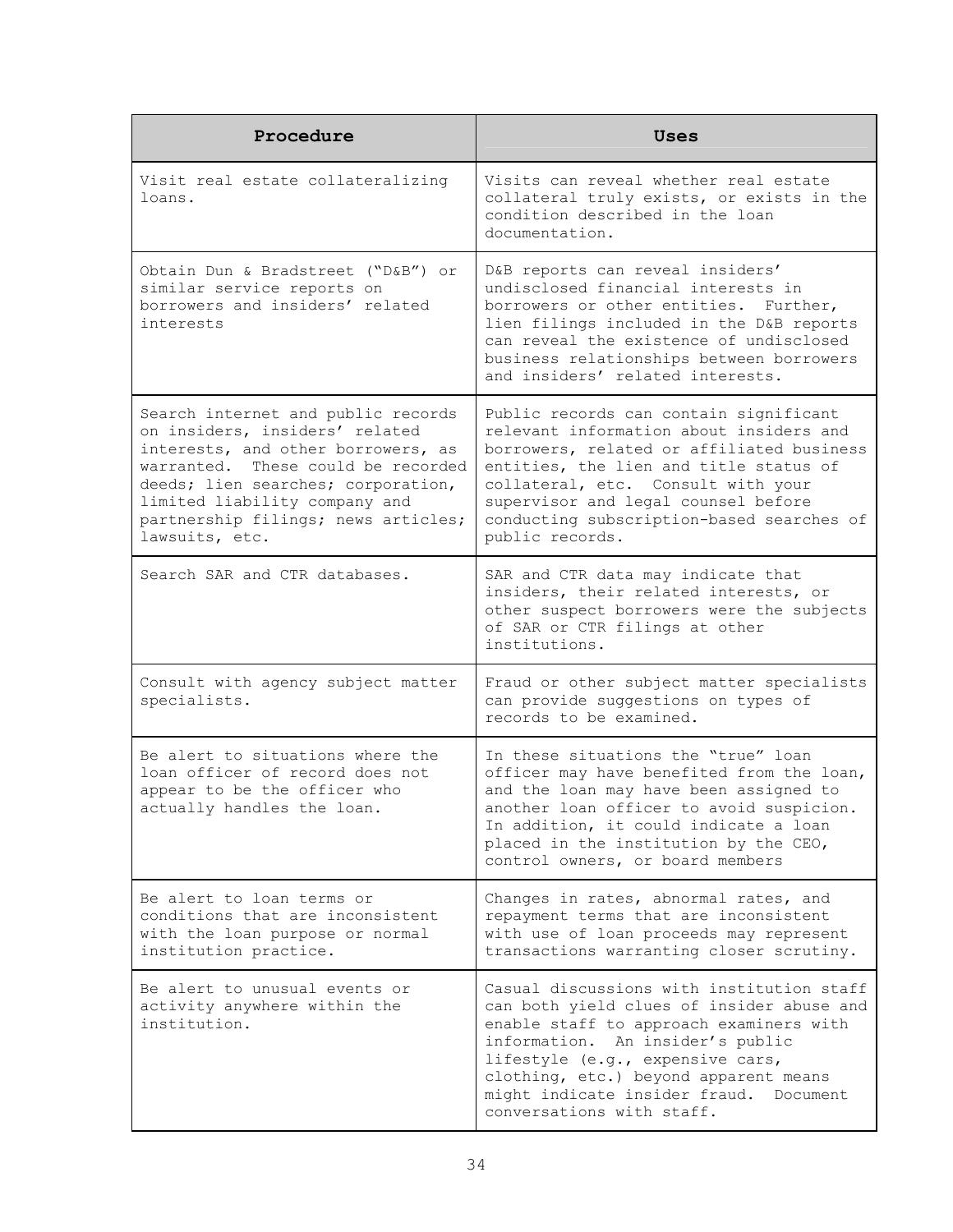| Procedure | Uses |
|---|---|
| Visit real estate collateralizing loans. | Visits can reveal whether real estate collateral truly exists, or exists in the condition described in the loan documentation. |
| Obtain Dun & Bradstreet ("D&B") or similar service reports on borrowers and insiders' related interests | D&B reports can reveal insiders' undisclosed financial interests in borrowers or other entities. Further, lien filings included in the D&B reports can reveal the existence of undisclosed business relationships between borrowers and insiders' related interests. |
| Search internet and public records on insiders, insiders' related interests, and other borrowers, as warranted. These could be recorded deeds; lien searches; corporation, limited liability company and partnership filings; news articles; lawsuits, etc. | Public records can contain significant relevant information about insiders and borrowers, related or affiliated business entities, the lien and title status of collateral, etc. Consult with your supervisor and legal counsel before conducting subscription-based searches of public records. |
| Search SAR and CTR databases. | SAR and CTR data may indicate that insiders, their related interests, or other suspect borrowers were the subjects of SAR or CTR filings at other institutions. |
| Consult with agency subject matter specialists. | Fraud or other subject matter specialists can provide suggestions on types of records to be examined. |
| Be alert to situations where the loan officer of record does not appear to be the officer who actually handles the loan. | In these situations the "true" loan officer may have benefited from the loan, and the loan may have been assigned to another loan officer to avoid suspicion. In addition, it could indicate a loan placed in the institution by the CEO, control owners, or board members |
| Be alert to loan terms or conditions that are inconsistent with the loan purpose or normal institution practice. | Changes in rates, abnormal rates, and repayment terms that are inconsistent with use of loan proceeds may represent transactions warranting closer scrutiny. |
| Be alert to unusual events or activity anywhere within the institution. | Casual discussions with institution staff can both yield clues of insider abuse and enable staff to approach examiners with information. An insider's public lifestyle (e.g., expensive cars, clothing, etc.) beyond apparent means might indicate insider fraud. Document conversations with staff. |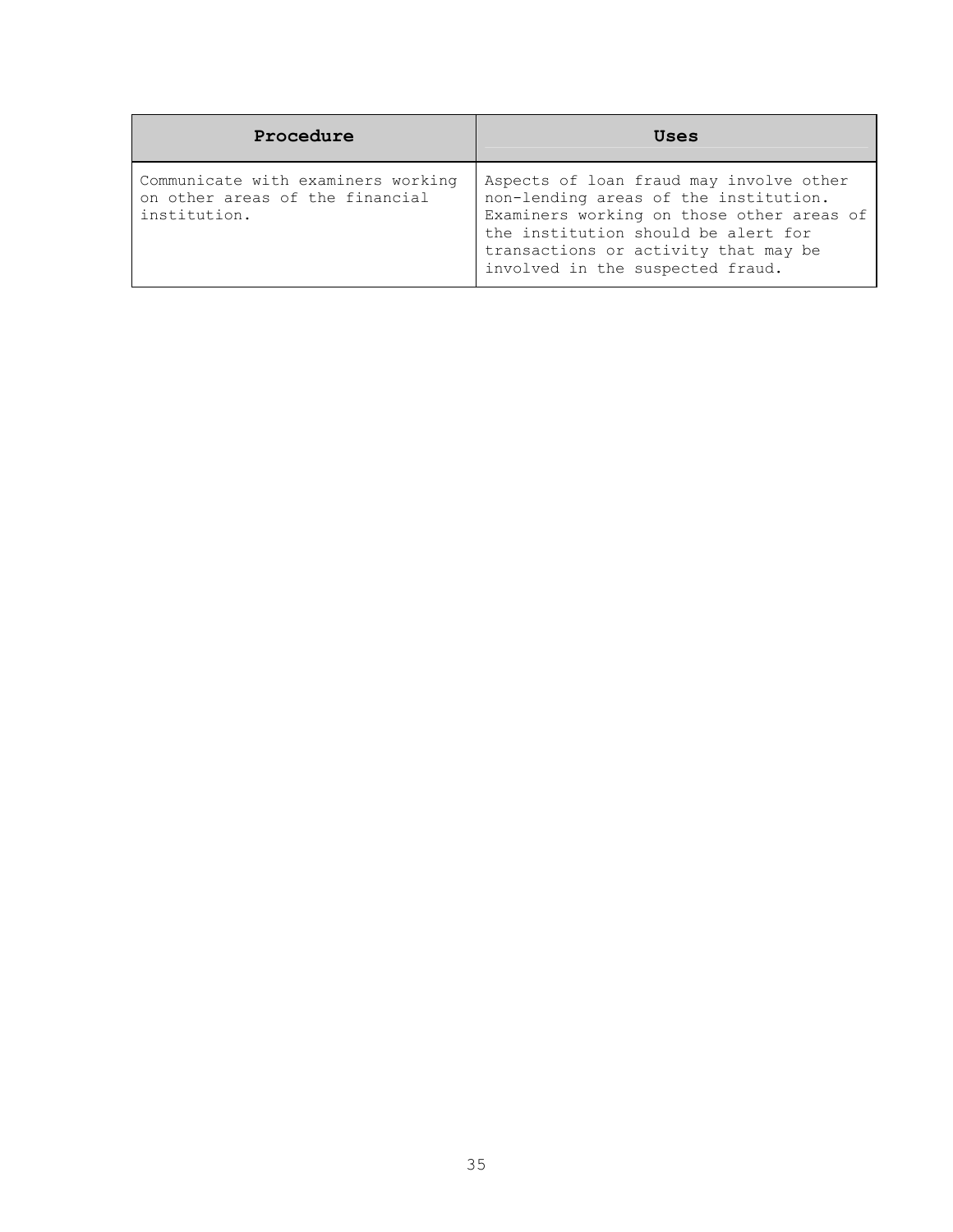| Procedure | Uses |
| --- | --- |
| Communicate with examiners working on other areas of the financial institution. | Aspects of loan fraud may involve other non-lending areas of the institution. Examiners working on those other areas of the institution should be alert for transactions or activity that may be involved in the suspected fraud. |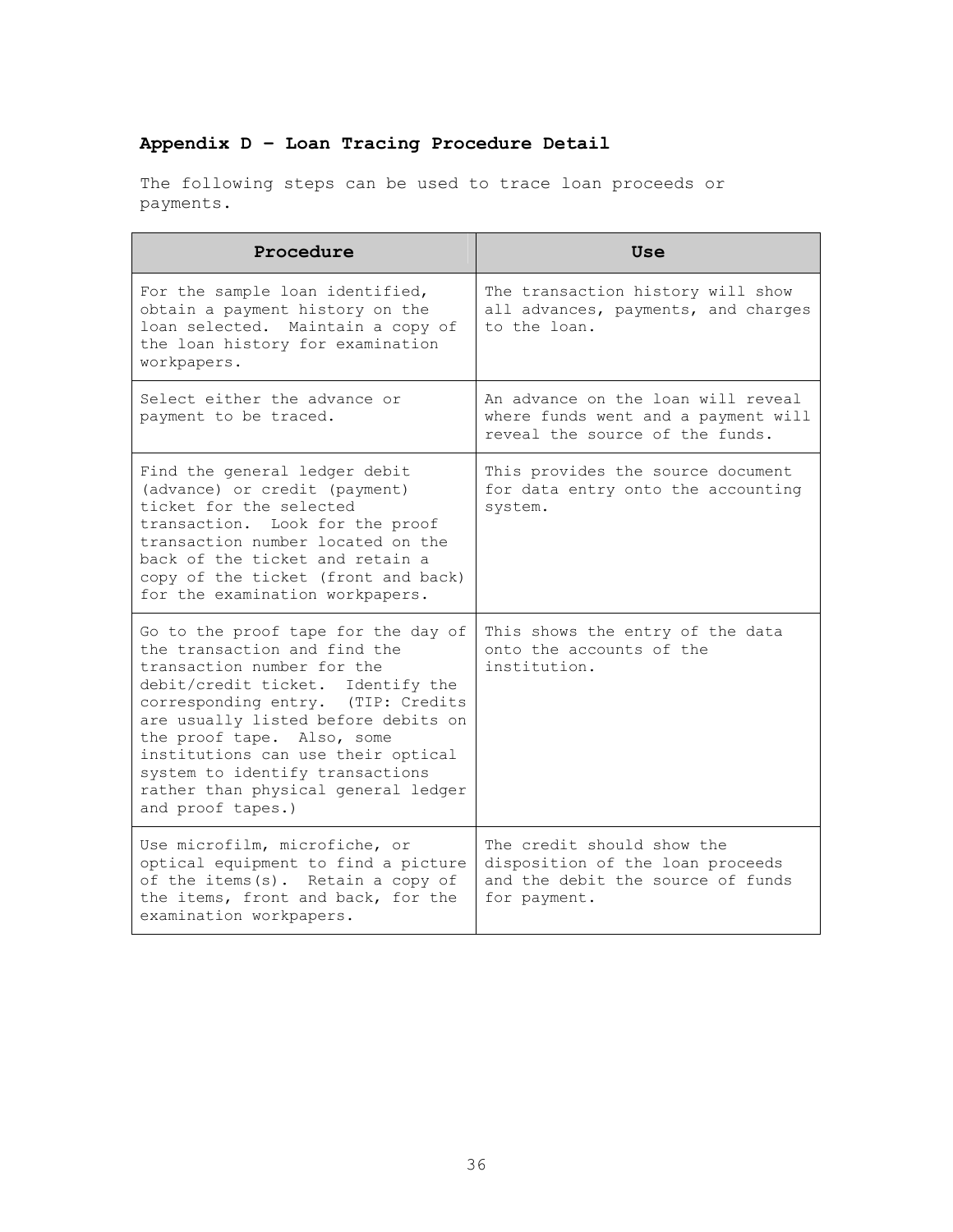## Appendix D – Loan Tracing Procedure Detail

The following steps can be used to trace loan proceeds or payments.

| Procedure | Use |
|---|---|
| For the sample loan identified, obtain a payment history on the loan selected. Maintain a copy of the loan history for examination workpapers. | The transaction history will show all advances, payments, and charges to the loan. |
| Select either the advance or payment to be traced. | An advance on the loan will reveal where funds went and a payment will reveal the source of the funds. |
| Find the general ledger debit (advance) or credit (payment) ticket for the selected transaction. Look for the proof transaction number located on the back of the ticket and retain a copy of the ticket (front and back) for the examination workpapers. | This provides the source document for data entry onto the accounting system. |
| Go to the proof tape for the day of the transaction and find the transaction number for the debit/credit ticket. Identify the corresponding entry. (TIP: Credits are usually listed before debits on the proof tape. Also, some institutions can use their optical system to identify transactions rather than physical general ledger and proof tapes.) | This shows the entry of the data onto the accounts of the institution. |
| Use microfilm, microfiche, or optical equipment to find a picture of the items(s). Retain a copy of the items, front and back, for the examination workpapers. | The credit should show the disposition of the loan proceeds and the debit the source of funds for payment. |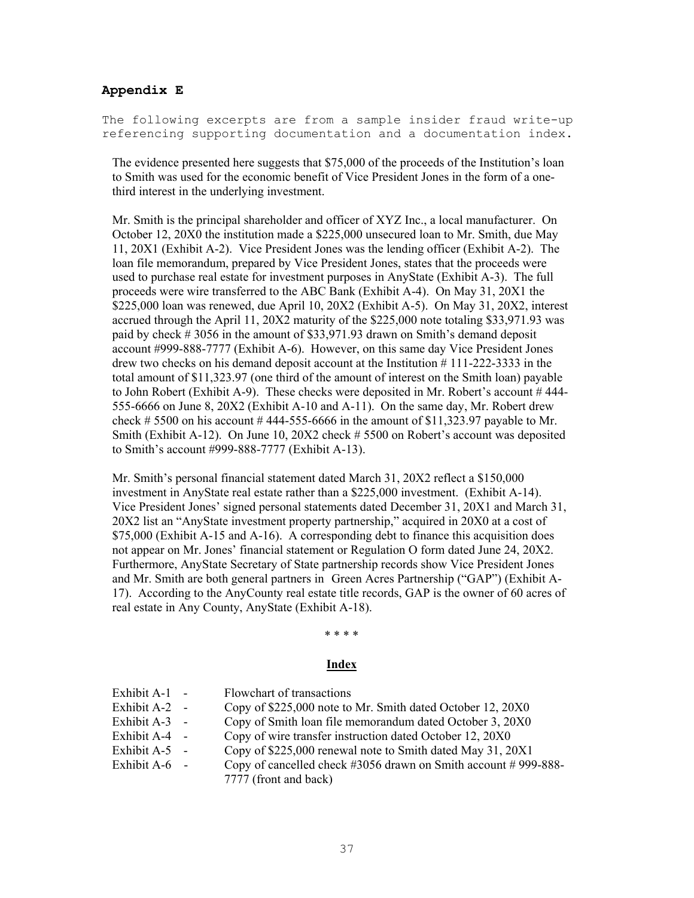## Appendix E

The following excerpts are from a sample insider fraud write-up referencing supporting documentation and a documentation index.

The evidence presented here suggests that $75,000 of the proceeds of the Institution's loan to Smith was used for the economic benefit of Vice President Jones in the form of a one-third interest in the underlying investment.

Mr. Smith is the principal shareholder and officer of XYZ Inc., a local manufacturer. On October 12, 20X0 the institution made a $225,000 unsecured loan to Mr. Smith, due May 11, 20X1 (Exhibit A-2). Vice President Jones was the lending officer (Exhibit A-2). The loan file memorandum, prepared by Vice President Jones, states that the proceeds were used to purchase real estate for investment purposes in AnyState (Exhibit A-3). The full proceeds were wire transferred to the ABC Bank (Exhibit A-4). On May 31, 20X1 the $225,000 loan was renewed, due April 10, 20X2 (Exhibit A-5). On May 31, 20X2, interest accrued through the April 11, 20X2 maturity of the $225,000 note totaling $33,971.93 was paid by check # 3056 in the amount of $33,971.93 drawn on Smith's demand deposit account #999-888-7777 (Exhibit A-6). However, on this same day Vice President Jones drew two checks on his demand deposit account at the Institution # 111-222-3333 in the total amount of $11,323.97 (one third of the amount of interest on the Smith loan) payable to John Robert (Exhibit A-9). These checks were deposited in Mr. Robert's account # 444-555-6666 on June 8, 20X2 (Exhibit A-10 and A-11). On the same day, Mr. Robert drew check # 5500 on his account # 444-555-6666 in the amount of $11,323.97 payable to Mr. Smith (Exhibit A-12). On June 10, 20X2 check # 5500 on Robert's account was deposited to Smith's account #999-888-7777 (Exhibit A-13).

Mr. Smith's personal financial statement dated March 31, 20X2 reflect a $150,000 investment in AnyState real estate rather than a $225,000 investment. (Exhibit A-14). Vice President Jones' signed personal statements dated December 31, 20X1 and March 31, 20X2 list an "AnyState investment property partnership," acquired in 20X0 at a cost of $75,000 (Exhibit A-15 and A-16). A corresponding debt to finance this acquisition does not appear on Mr. Jones' financial statement or Regulation O form dated June 24, 20X2. Furthermore, AnyState Secretary of State partnership records show Vice President Jones and Mr. Smith are both general partners in Green Acres Partnership ("GAP") (Exhibit A-17). According to the AnyCounty real estate title records, GAP is the owner of 60 acres of real estate in Any County, AnyState (Exhibit A-18).

\* \* \* \*

**Index**

| | |
|---|---|
| Exhibit A-1 - | Flowchart of transactions |
| Exhibit A-2 - | Copy of $225,000 note to Mr. Smith dated October 12, 20X0 |
| Exhibit A-3 - | Copy of Smith loan file memorandum dated October 3, 20X0 |
| Exhibit A-4 - | Copy of wire transfer instruction dated October 12, 20X0 |
| Exhibit A-5 - | Copy of $225,000 renewal note to Smith dated May 31, 20X1 |
| Exhibit A-6 - | Copy of cancelled check #3056 drawn on Smith account # 999-888-7777 (front and back) |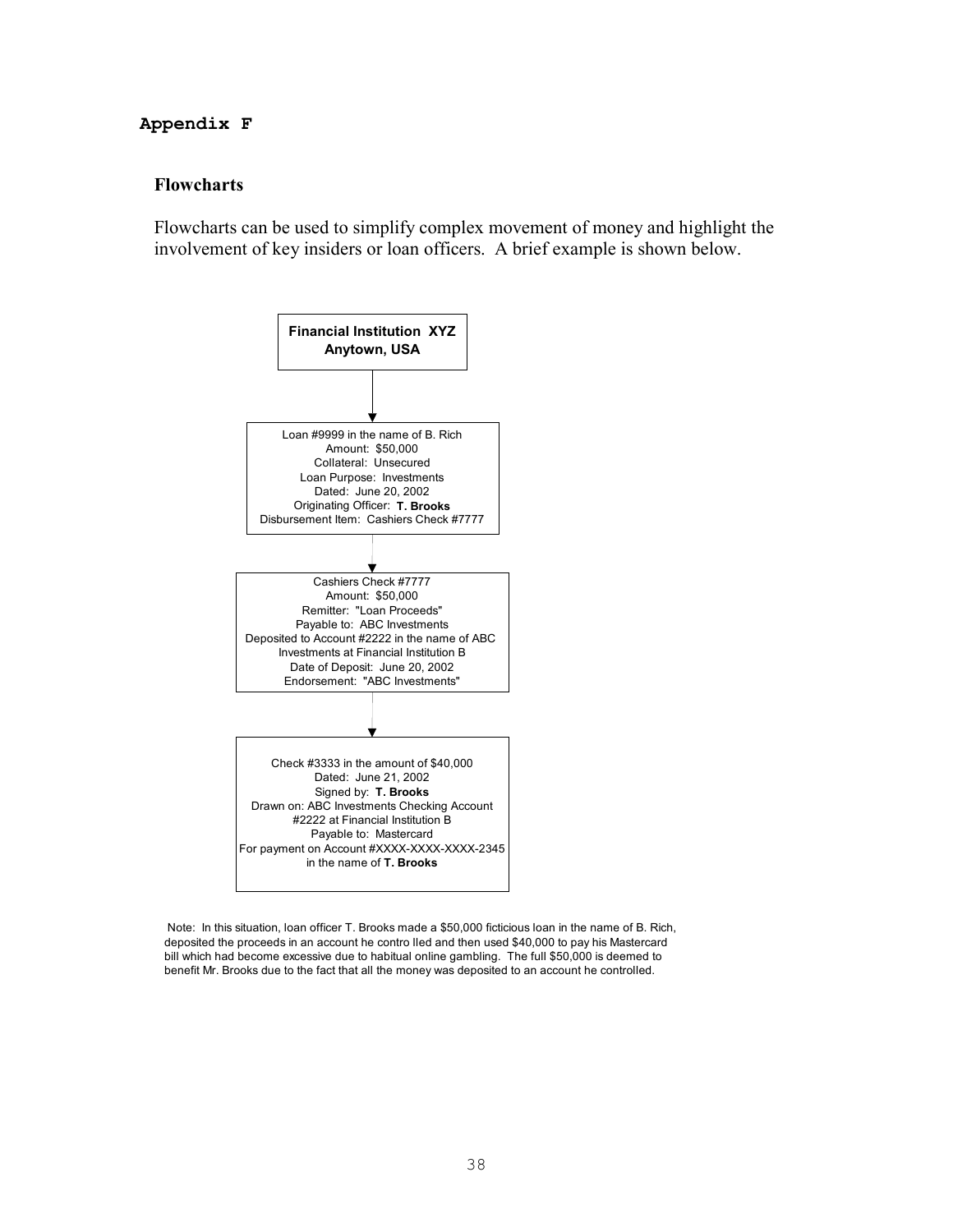# Appendix F

## Flowcharts

Flowcharts can be used to simplify complex movement of money and highlight the involvement of key insiders or loan officers. A brief example is shown below.

**Financial Institution XYZ**
**Anytown, USA**

↓

Loan #9999 in the name of B. Rich
Amount: $50,000
Collateral: Unsecured
Loan Purpose: Investments
Dated: June 20, 2002
Originating Officer: **T. Brooks**
Disbursement Item: Cashiers Check #7777

↓

Cashiers Check #7777
Amount: $50,000
Remitter: "Loan Proceeds"
Payable to: ABC Investments
Deposited to Account #2222 in the name of ABC Investments at Financial Institution B
Date of Deposit: June 20, 2002
Endorsement: "ABC Investments"

↓

Check #3333 in the amount of $40,000
Dated: June 21, 2002
Signed by: **T. Brooks**
Drawn on: ABC Investments Checking Account #2222 at Financial Institution B
Payable to: Mastercard
For payment on Account #XXXX-XXXX-XXXX-2345 in the name of **T. Brooks**

Note: In this situation, loan officer T. Brooks made a $50,000 ficticious loan in the name of B. Rich, deposited the proceeds in an account he contro lled and then used $40,000 to pay his Mastercard bill which had become excessive due to habitual online gambling. The full $50,000 is deemed to benefit Mr. Brooks due to the fact that all the money was deposited to an account he controlled.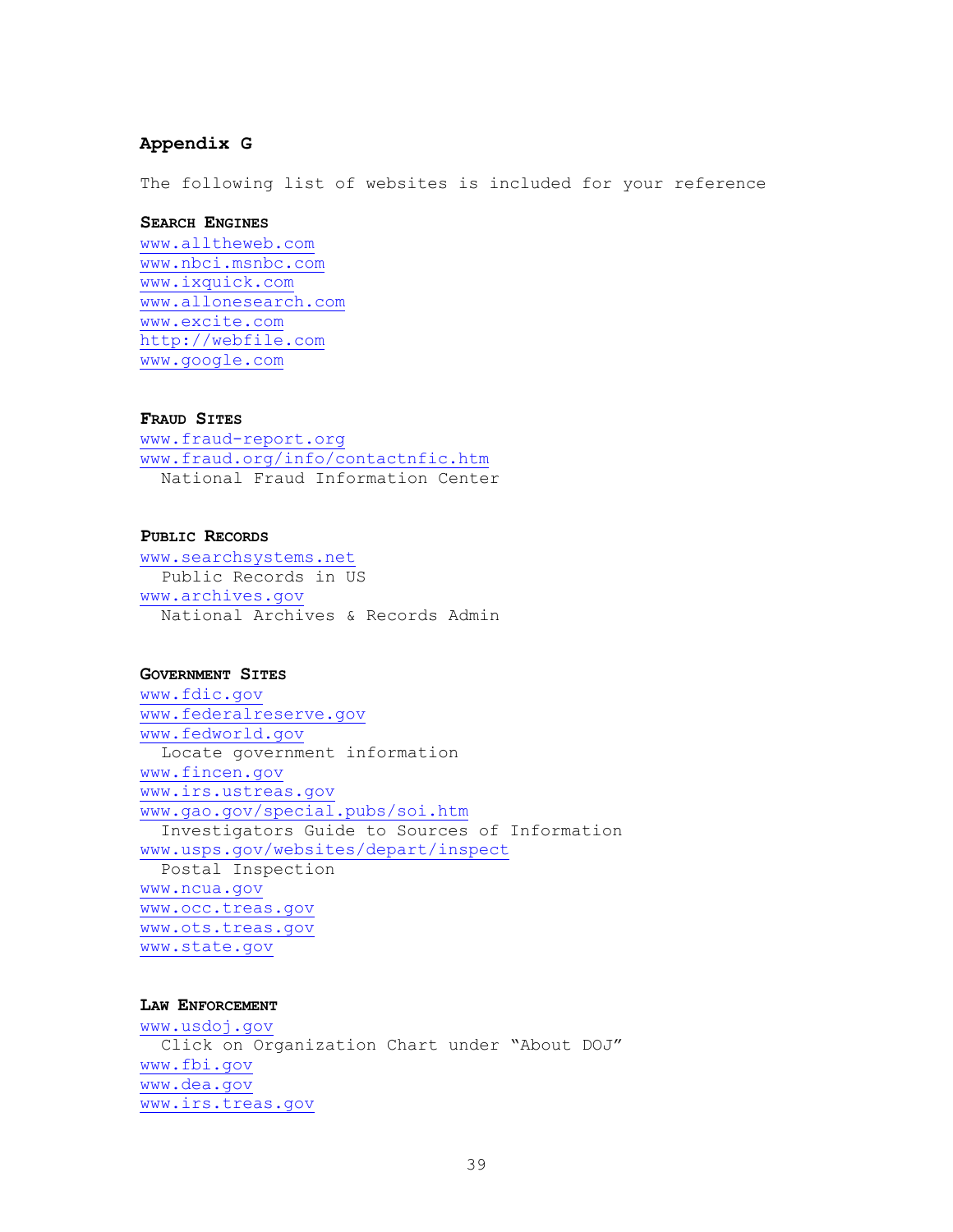## Appendix G

The following list of websites is included for your reference

### Search Engines

www.alltheweb.com
www.nbci.msnbc.com
www.ixquick.com
www.allonesearch.com
www.excite.com
http://webfile.com
www.google.com

### Fraud Sites

www.fraud-report.org
www.fraud.org/info/contactnfic.htm
  National Fraud Information Center

### Public Records

www.searchsystems.net
  Public Records in US
www.archives.gov
  National Archives & Records Admin

### Government Sites

www.fdic.gov
www.federalreserve.gov
www.fedworld.gov
  Locate government information
www.fincen.gov
www.irs.ustreas.gov
www.gao.gov/special.pubs/soi.htm
  Investigators Guide to Sources of Information
www.usps.gov/websites/depart/inspect
  Postal Inspection
www.ncua.gov
www.occ.treas.gov
www.ots.treas.gov
www.state.gov

### Law Enforcement

www.usdoj.gov
  Click on Organization Chart under "About DOJ"
www.fbi.gov
www.dea.gov
www.irs.treas.gov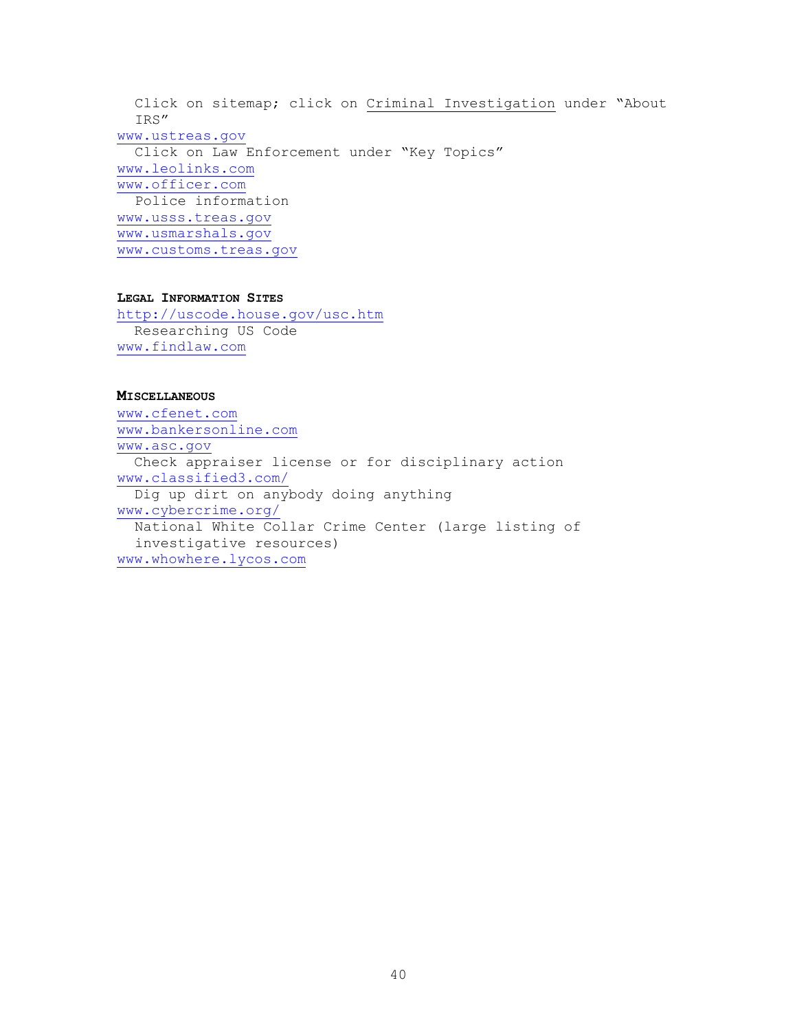Click on sitemap; click on Criminal Investigation under "About IRS"

www.ustreas.gov

Click on Law Enforcement under "Key Topics"

www.leolinks.com

www.officer.com

Police information

www.usss.treas.gov

www.usmarshals.gov

www.customs.treas.gov

### Legal Information Sites

http://uscode.house.gov/usc.htm

Researching US Code

www.findlaw.com

### Miscellaneous

www.cfenet.com

www.bankersonline.com

www.asc.gov

Check appraiser license or for disciplinary action

www.classified3.com/

Dig up dirt on anybody doing anything

www.cybercrime.org/

National White Collar Crime Center (large listing of investigative resources)

www.whowhere.lycos.com